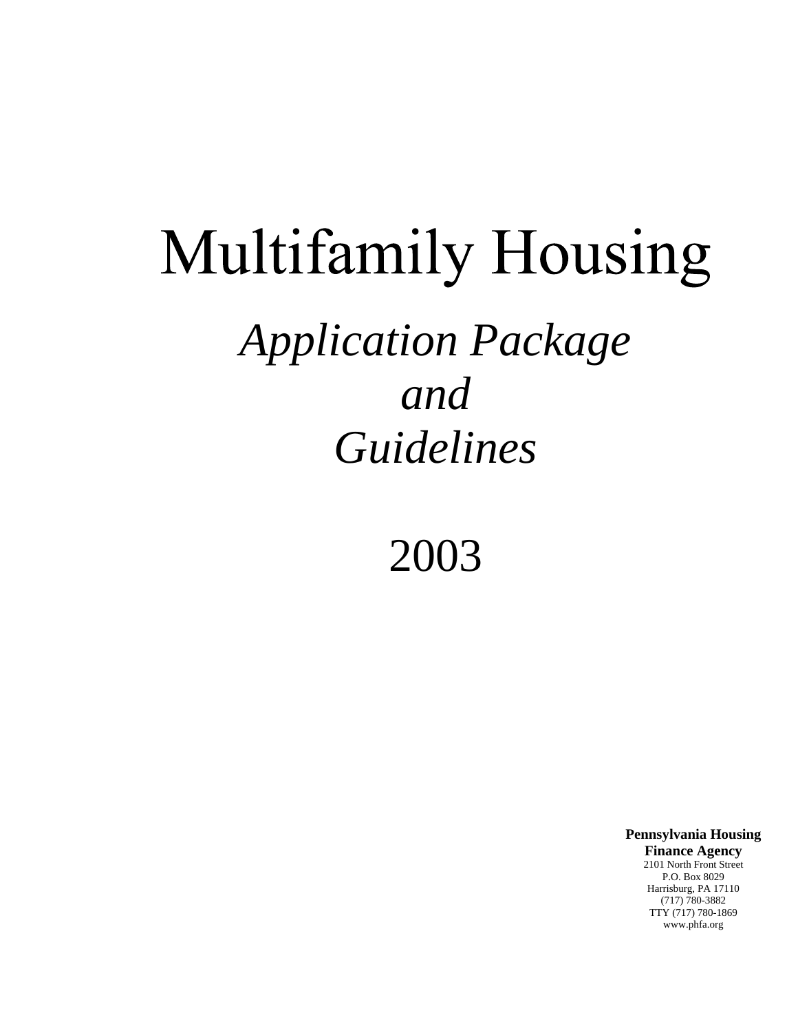# Multifamily Housing

## *Application Package and Guidelines*

## 2003

**Pennsylvania Housing Finance Agency**
2101 North Front Street
P.O. Box 8029
Harrisburg, PA 17110
(717) 780-3882
TTY (717) 780-1869
www.phfa.org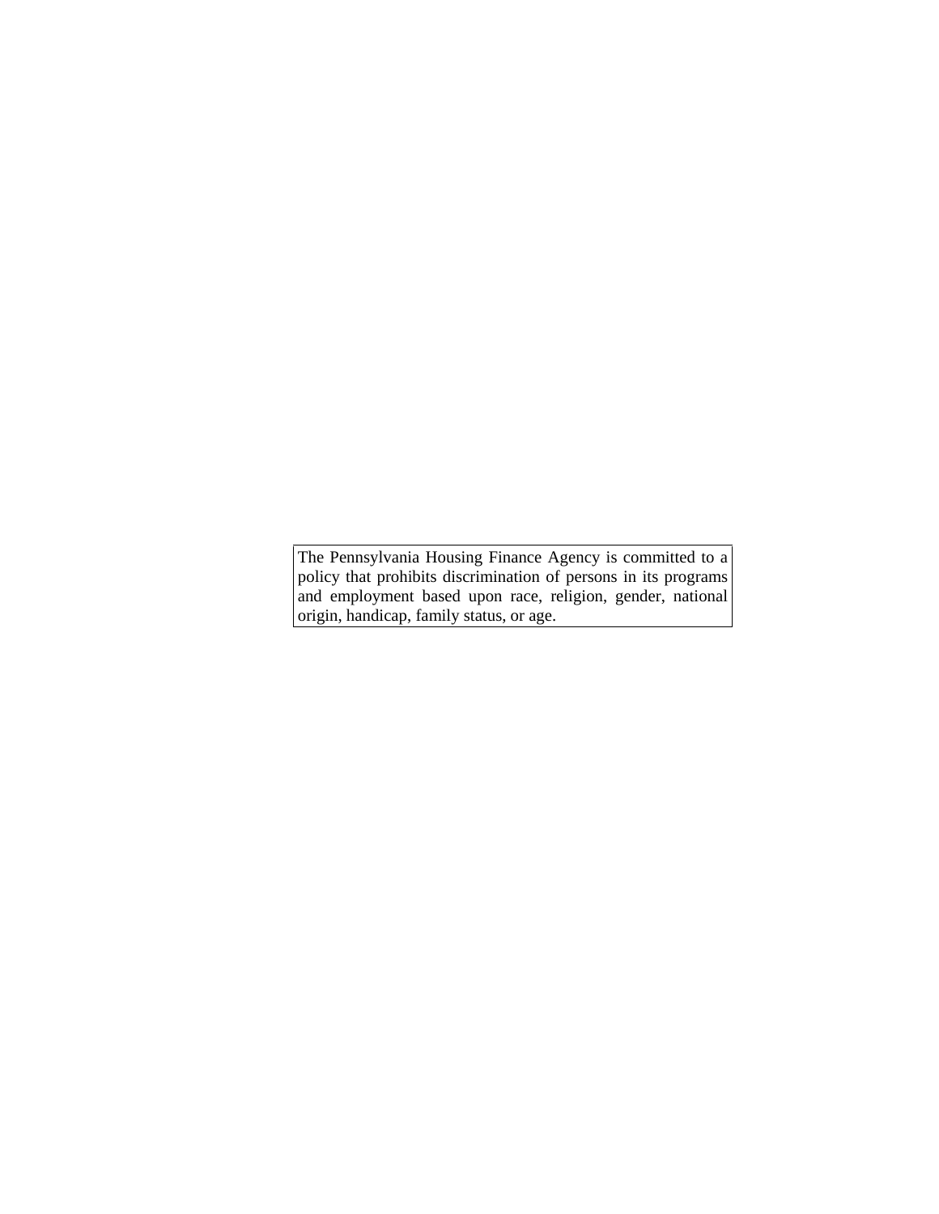The Pennsylvania Housing Finance Agency is committed to a policy that prohibits discrimination of persons in its programs and employment based upon race, religion, gender, national origin, handicap, family status, or age.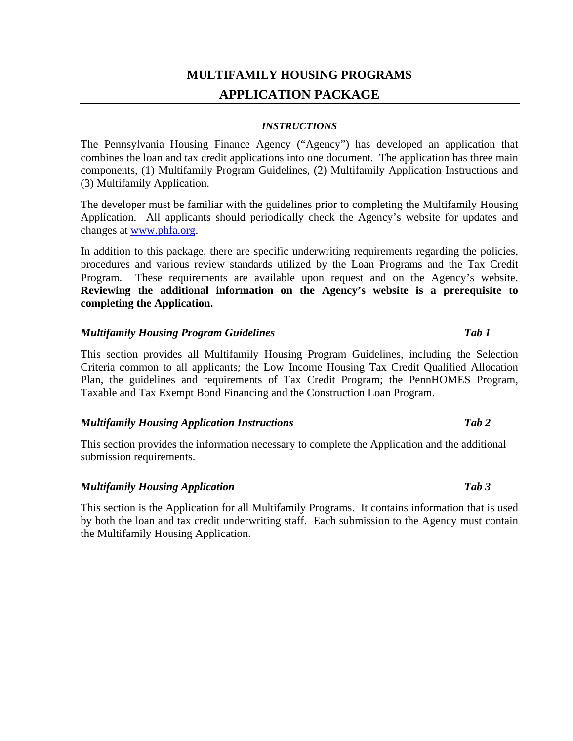# MULTIFAMILY HOUSING PROGRAMS

## APPLICATION PACKAGE

***INSTRUCTIONS***

The Pennsylvania Housing Finance Agency ("Agency") has developed an application that combines the loan and tax credit applications into one document. The application has three main components, (1) Multifamily Program Guidelines, (2) Multifamily Application Instructions and (3) Multifamily Application.

The developer must be familiar with the guidelines prior to completing the Multifamily Housing Application. All applicants should periodically check the Agency's website for updates and changes at [www.phfa.org](http://www.phfa.org).

In addition to this package, there are specific underwriting requirements regarding the policies, procedures and various review standards utilized by the Loan Programs and the Tax Credit Program. These requirements are available upon request and on the Agency's website. **Reviewing the additional information on the Agency's website is a prerequisite to completing the Application.**

***Multifamily Housing Program Guidelines*** — ***Tab 1***

This section provides all Multifamily Housing Program Guidelines, including the Selection Criteria common to all applicants; the Low Income Housing Tax Credit Qualified Allocation Plan, the guidelines and requirements of Tax Credit Program; the PennHOMES Program, Taxable and Tax Exempt Bond Financing and the Construction Loan Program.

***Multifamily Housing Application Instructions*** — ***Tab 2***

This section provides the information necessary to complete the Application and the additional submission requirements.

***Multifamily Housing Application*** — ***Tab 3***

This section is the Application for all Multifamily Programs. It contains information that is used by both the loan and tax credit underwriting staff. Each submission to the Agency must contain the Multifamily Housing Application.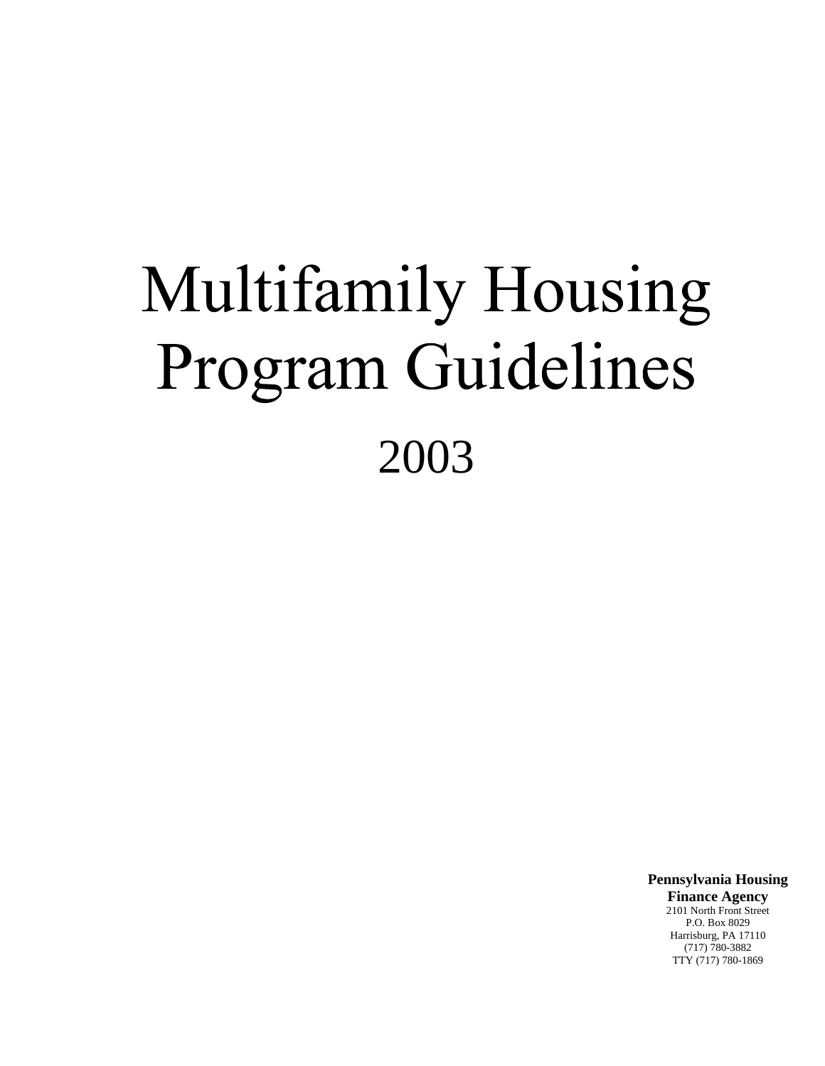# Multifamily Housing Program Guidelines

## 2003

**Pennsylvania Housing Finance Agency**
2101 North Front Street
P.O. Box 8029
Harrisburg, PA 17110
(717) 780-3882
TTY (717) 780-1869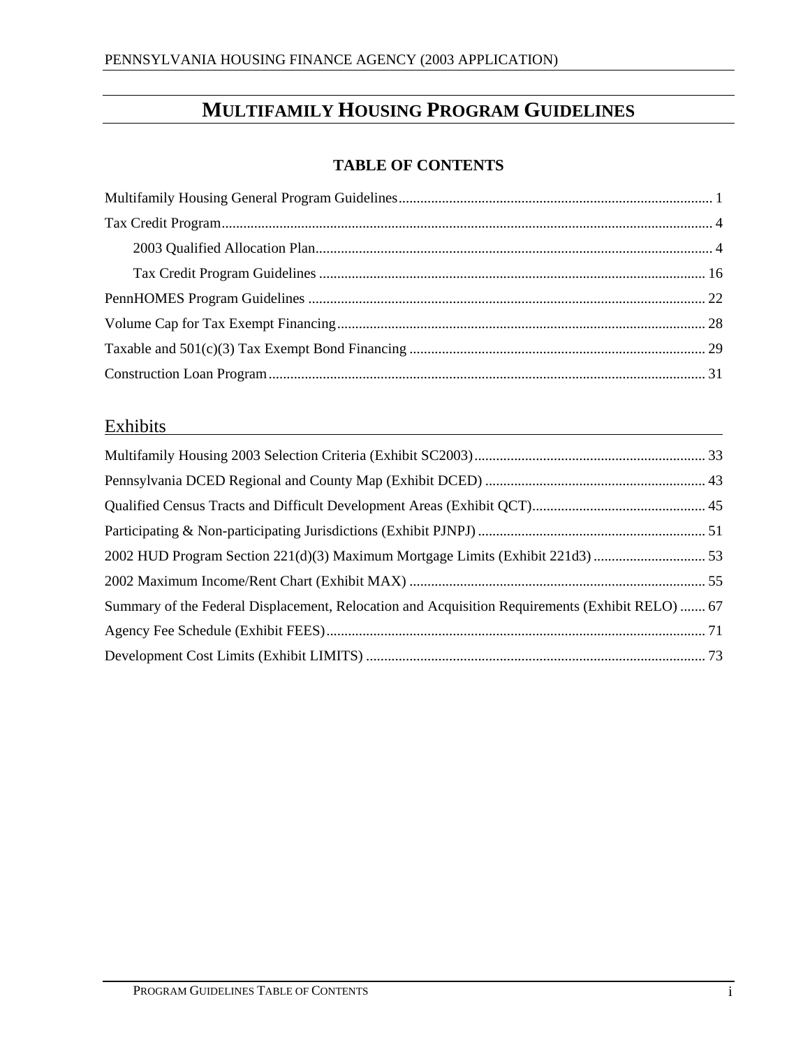# MULTIFAMILY HOUSING PROGRAM GUIDELINES

## TABLE OF CONTENTS

Multifamily Housing General Program Guidelines ........ 1

Tax Credit Program ........ 4

- 2003 Qualified Allocation Plan ........ 4
- Tax Credit Program Guidelines ........ 16

PennHOMES Program Guidelines ........ 22

Volume Cap for Tax Exempt Financing ........ 28

Taxable and 501(c)(3) Tax Exempt Bond Financing ........ 29

Construction Loan Program ........ 31

## Exhibits

Multifamily Housing 2003 Selection Criteria (Exhibit SC2003) ........ 33

Pennsylvania DCED Regional and County Map (Exhibit DCED) ........ 43

Qualified Census Tracts and Difficult Development Areas (Exhibit QCT) ........ 45

Participating & Non-participating Jurisdictions (Exhibit PJNPJ) ........ 51

2002 HUD Program Section 221(d)(3) Maximum Mortgage Limits (Exhibit 221d3) ........ 53

2002 Maximum Income/Rent Chart (Exhibit MAX) ........ 55

Summary of the Federal Displacement, Relocation and Acquisition Requirements (Exhibit RELO) ........ 67

Agency Fee Schedule (Exhibit FEES) ........ 71

Development Cost Limits (Exhibit LIMITS) ........ 73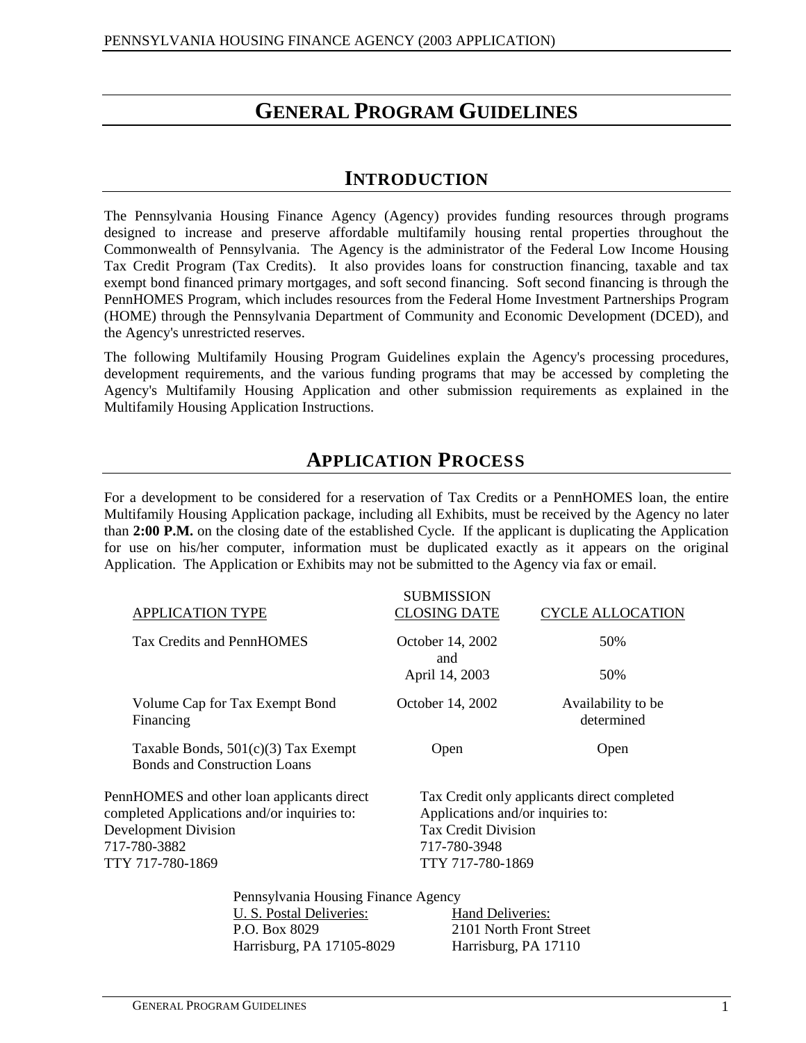# GENERAL PROGRAM GUIDELINES

## INTRODUCTION

The Pennsylvania Housing Finance Agency (Agency) provides funding resources through programs designed to increase and preserve affordable multifamily housing rental properties throughout the Commonwealth of Pennsylvania. The Agency is the administrator of the Federal Low Income Housing Tax Credit Program (Tax Credits). It also provides loans for construction financing, taxable and tax exempt bond financed primary mortgages, and soft second financing. Soft second financing is through the PennHOMES Program, which includes resources from the Federal Home Investment Partnerships Program (HOME) through the Pennsylvania Department of Community and Economic Development (DCED), and the Agency's unrestricted reserves.

The following Multifamily Housing Program Guidelines explain the Agency's processing procedures, development requirements, and the various funding programs that may be accessed by completing the Agency's Multifamily Housing Application and other submission requirements as explained in the Multifamily Housing Application Instructions.

## APPLICATION PROCESS

For a development to be considered for a reservation of Tax Credits or a PennHOMES loan, the entire Multifamily Housing Application package, including all Exhibits, must be received by the Agency no later than **2:00 P.M.** on the closing date of the established Cycle. If the applicant is duplicating the Application for use on his/her computer, information must be duplicated exactly as it appears on the original Application. The Application or Exhibits may not be submitted to the Agency via fax or email.

| APPLICATION TYPE | SUBMISSION CLOSING DATE | CYCLE ALLOCATION |
|---|---|---|
| Tax Credits and PennHOMES | October 14, 2002 and | 50% |
| | April 14, 2003 | 50% |
| Volume Cap for Tax Exempt Bond Financing | October 14, 2002 | Availability to be determined |
| Taxable Bonds, 501(c)(3) Tax Exempt Bonds and Construction Loans | Open | Open |

PennHOMES and other loan applicants direct completed Applications and/or inquiries to:
Development Division
717-780-3882
TTY 717-780-1869

Tax Credit only applicants direct completed Applications and/or inquiries to:
Tax Credit Division
717-780-3948
TTY 717-780-1869

Pennsylvania Housing Finance Agency

U. S. Postal Deliveries:
P.O. Box 8029
Harrisburg, PA 17105-8029

Hand Deliveries:
2101 North Front Street
Harrisburg, PA 17110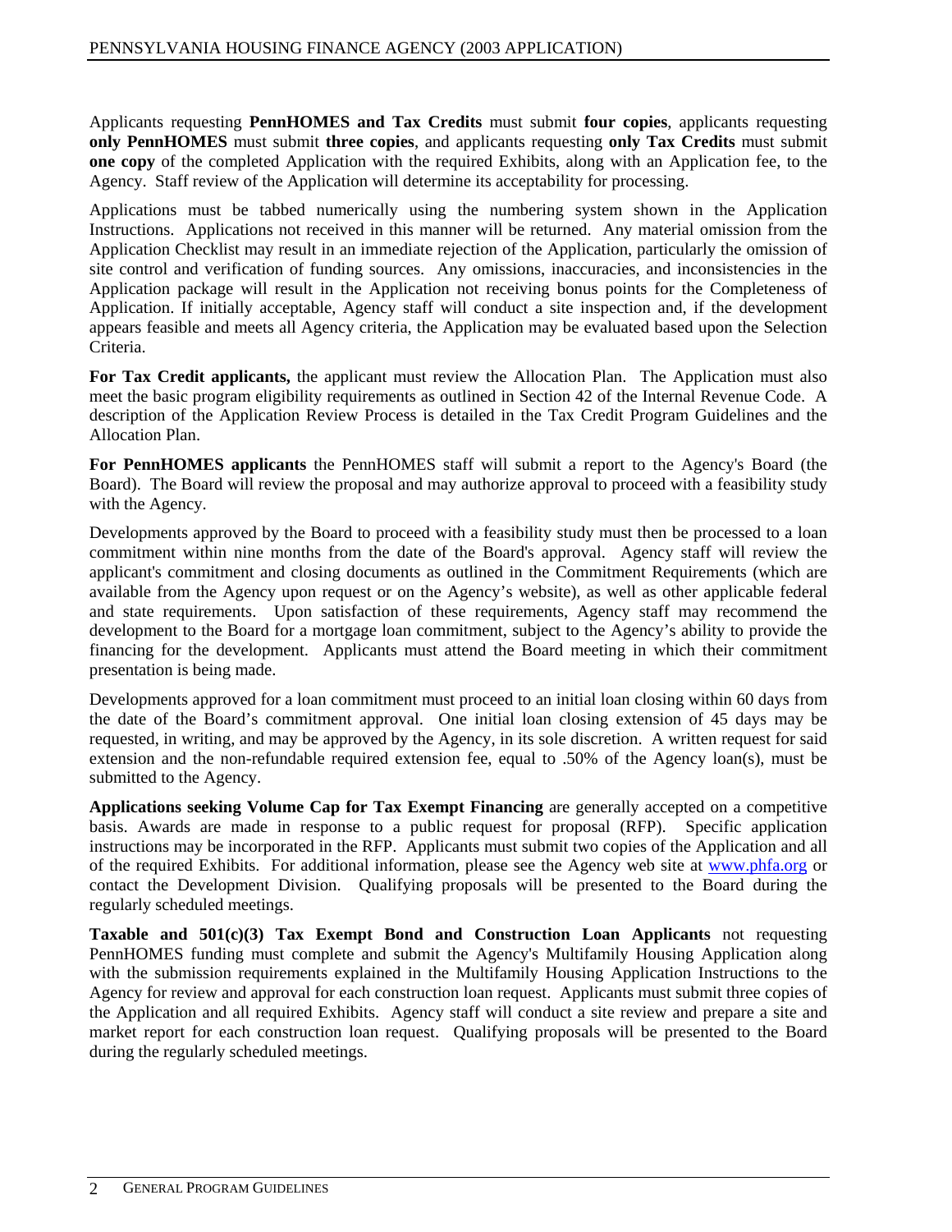Applicants requesting **PennHOMES and Tax Credits** must submit **four copies**, applicants requesting **only PennHOMES** must submit **three copies**, and applicants requesting **only Tax Credits** must submit **one copy** of the completed Application with the required Exhibits, along with an Application fee, to the Agency. Staff review of the Application will determine its acceptability for processing.

Applications must be tabbed numerically using the numbering system shown in the Application Instructions. Applications not received in this manner will be returned. Any material omission from the Application Checklist may result in an immediate rejection of the Application, particularly the omission of site control and verification of funding sources. Any omissions, inaccuracies, and inconsistencies in the Application package will result in the Application not receiving bonus points for the Completeness of Application. If initially acceptable, Agency staff will conduct a site inspection and, if the development appears feasible and meets all Agency criteria, the Application may be evaluated based upon the Selection Criteria.

**For Tax Credit applicants,** the applicant must review the Allocation Plan. The Application must also meet the basic program eligibility requirements as outlined in Section 42 of the Internal Revenue Code. A description of the Application Review Process is detailed in the Tax Credit Program Guidelines and the Allocation Plan.

**For PennHOMES applicants** the PennHOMES staff will submit a report to the Agency's Board (the Board). The Board will review the proposal and may authorize approval to proceed with a feasibility study with the Agency.

Developments approved by the Board to proceed with a feasibility study must then be processed to a loan commitment within nine months from the date of the Board's approval. Agency staff will review the applicant's commitment and closing documents as outlined in the Commitment Requirements (which are available from the Agency upon request or on the Agency's website), as well as other applicable federal and state requirements. Upon satisfaction of these requirements, Agency staff may recommend the development to the Board for a mortgage loan commitment, subject to the Agency's ability to provide the financing for the development. Applicants must attend the Board meeting in which their commitment presentation is being made.

Developments approved for a loan commitment must proceed to an initial loan closing within 60 days from the date of the Board's commitment approval. One initial loan closing extension of 45 days may be requested, in writing, and may be approved by the Agency, in its sole discretion. A written request for said extension and the non-refundable required extension fee, equal to .50% of the Agency loan(s), must be submitted to the Agency.

**Applications seeking Volume Cap for Tax Exempt Financing** are generally accepted on a competitive basis. Awards are made in response to a public request for proposal (RFP). Specific application instructions may be incorporated in the RFP. Applicants must submit two copies of the Application and all of the required Exhibits. For additional information, please see the Agency web site at www.phfa.org or contact the Development Division. Qualifying proposals will be presented to the Board during the regularly scheduled meetings.

**Taxable and 501(c)(3) Tax Exempt Bond and Construction Loan Applicants** not requesting PennHOMES funding must complete and submit the Agency's Multifamily Housing Application along with the submission requirements explained in the Multifamily Housing Application Instructions to the Agency for review and approval for each construction loan request. Applicants must submit three copies of the Application and all required Exhibits. Agency staff will conduct a site review and prepare a site and market report for each construction loan request. Qualifying proposals will be presented to the Board during the regularly scheduled meetings.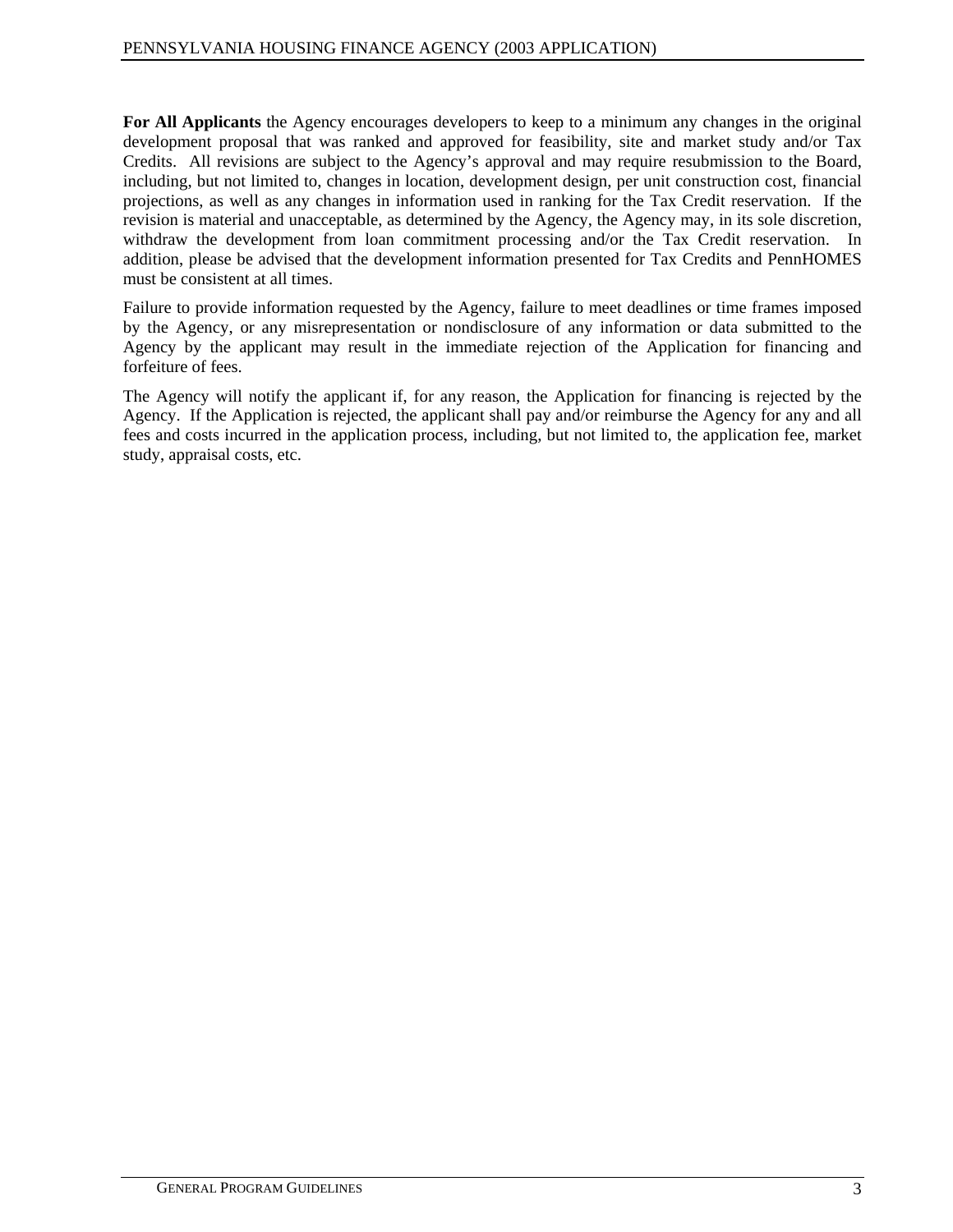**For All Applicants** the Agency encourages developers to keep to a minimum any changes in the original development proposal that was ranked and approved for feasibility, site and market study and/or Tax Credits. All revisions are subject to the Agency's approval and may require resubmission to the Board, including, but not limited to, changes in location, development design, per unit construction cost, financial projections, as well as any changes in information used in ranking for the Tax Credit reservation. If the revision is material and unacceptable, as determined by the Agency, the Agency may, in its sole discretion, withdraw the development from loan commitment processing and/or the Tax Credit reservation. In addition, please be advised that the development information presented for Tax Credits and PennHOMES must be consistent at all times.

Failure to provide information requested by the Agency, failure to meet deadlines or time frames imposed by the Agency, or any misrepresentation or nondisclosure of any information or data submitted to the Agency by the applicant may result in the immediate rejection of the Application for financing and forfeiture of fees.

The Agency will notify the applicant if, for any reason, the Application for financing is rejected by the Agency. If the Application is rejected, the applicant shall pay and/or reimburse the Agency for any and all fees and costs incurred in the application process, including, but not limited to, the application fee, market study, appraisal costs, etc.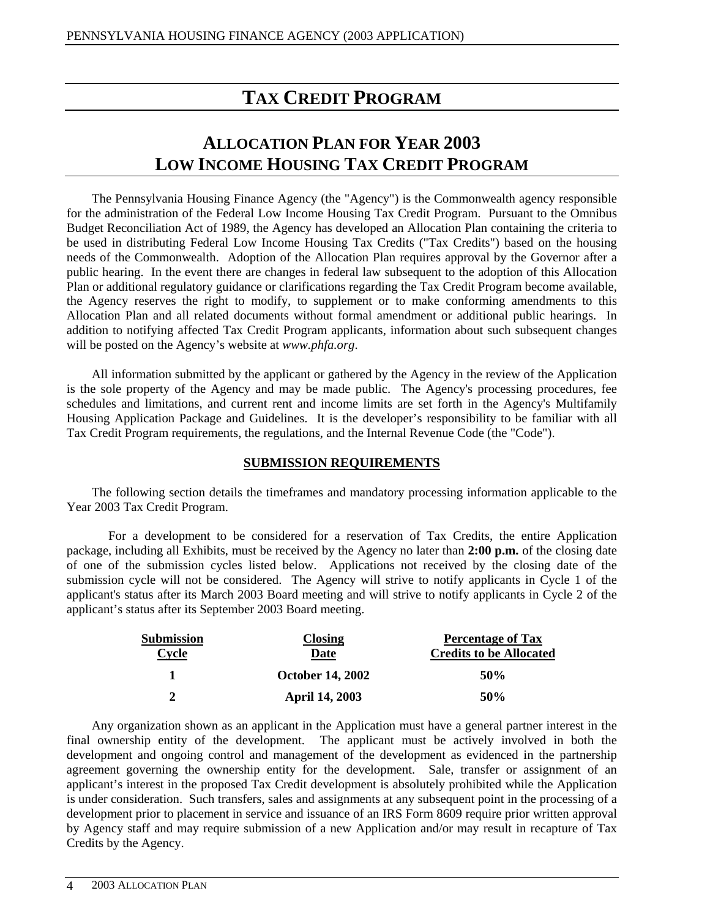# TAX CREDIT PROGRAM

## ALLOCATION PLAN FOR YEAR 2003
## LOW INCOME HOUSING TAX CREDIT PROGRAM

The Pennsylvania Housing Finance Agency (the "Agency") is the Commonwealth agency responsible for the administration of the Federal Low Income Housing Tax Credit Program. Pursuant to the Omnibus Budget Reconciliation Act of 1989, the Agency has developed an Allocation Plan containing the criteria to be used in distributing Federal Low Income Housing Tax Credits ("Tax Credits") based on the housing needs of the Commonwealth. Adoption of the Allocation Plan requires approval by the Governor after a public hearing. In the event there are changes in federal law subsequent to the adoption of this Allocation Plan or additional regulatory guidance or clarifications regarding the Tax Credit Program become available, the Agency reserves the right to modify, to supplement or to make conforming amendments to this Allocation Plan and all related documents without formal amendment or additional public hearings. In addition to notifying affected Tax Credit Program applicants, information about such subsequent changes will be posted on the Agency's website at *www.phfa.org*.

All information submitted by the applicant or gathered by the Agency in the review of the Application is the sole property of the Agency and may be made public. The Agency's processing procedures, fee schedules and limitations, and current rent and income limits are set forth in the Agency's Multifamily Housing Application Package and Guidelines. It is the developer's responsibility to be familiar with all Tax Credit Program requirements, the regulations, and the Internal Revenue Code (the "Code").

### SUBMISSION REQUIREMENTS

The following section details the timeframes and mandatory processing information applicable to the Year 2003 Tax Credit Program.

For a development to be considered for a reservation of Tax Credits, the entire Application package, including all Exhibits, must be received by the Agency no later than **2:00 p.m.** of the closing date of one of the submission cycles listed below. Applications not received by the closing date of the submission cycle will not be considered. The Agency will strive to notify applicants in Cycle 1 of the applicant's status after its March 2003 Board meeting and will strive to notify applicants in Cycle 2 of the applicant's status after its September 2003 Board meeting.

| Submission Cycle | Closing Date | Percentage of Tax Credits to be Allocated |
|---|---|---|
| **1** | **October 14, 2002** | **50%** |
| **2** | **April 14, 2003** | **50%** |

Any organization shown as an applicant in the Application must have a general partner interest in the final ownership entity of the development. The applicant must be actively involved in both the development and ongoing control and management of the development as evidenced in the partnership agreement governing the ownership entity for the development. Sale, transfer or assignment of an applicant's interest in the proposed Tax Credit development is absolutely prohibited while the Application is under consideration. Such transfers, sales and assignments at any subsequent point in the processing of a development prior to placement in service and issuance of an IRS Form 8609 require prior written approval by Agency staff and may require submission of a new Application and/or may result in recapture of Tax Credits by the Agency.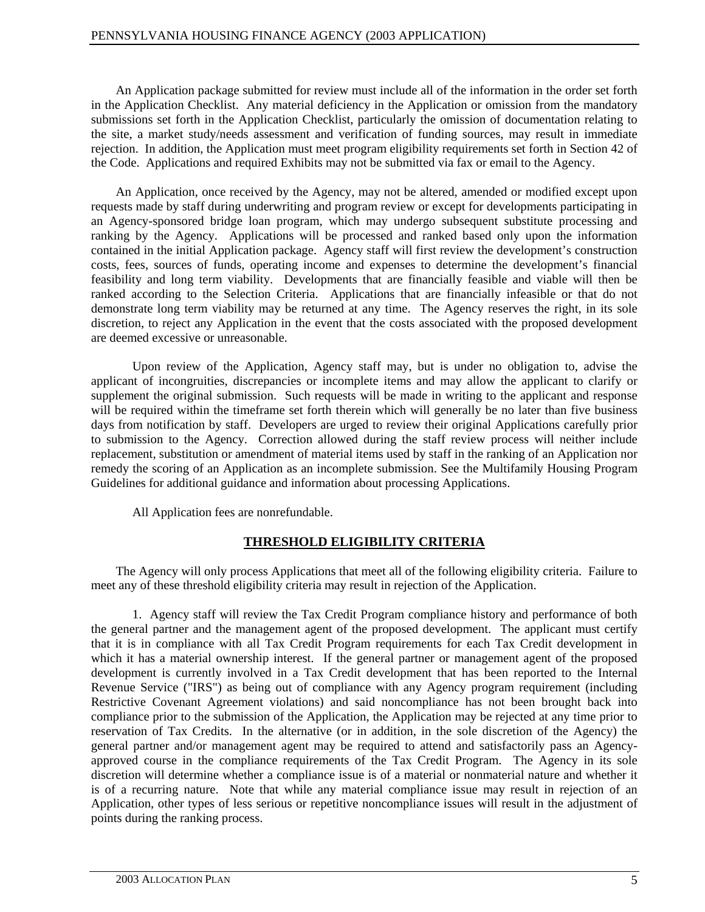An Application package submitted for review must include all of the information in the order set forth in the Application Checklist. Any material deficiency in the Application or omission from the mandatory submissions set forth in the Application Checklist, particularly the omission of documentation relating to the site, a market study/needs assessment and verification of funding sources, may result in immediate rejection. In addition, the Application must meet program eligibility requirements set forth in Section 42 of the Code. Applications and required Exhibits may not be submitted via fax or email to the Agency.

An Application, once received by the Agency, may not be altered, amended or modified except upon requests made by staff during underwriting and program review or except for developments participating in an Agency-sponsored bridge loan program, which may undergo subsequent substitute processing and ranking by the Agency. Applications will be processed and ranked based only upon the information contained in the initial Application package. Agency staff will first review the development's construction costs, fees, sources of funds, operating income and expenses to determine the development's financial feasibility and long term viability. Developments that are financially feasible and viable will then be ranked according to the Selection Criteria. Applications that are financially infeasible or that do not demonstrate long term viability may be returned at any time. The Agency reserves the right, in its sole discretion, to reject any Application in the event that the costs associated with the proposed development are deemed excessive or unreasonable.

Upon review of the Application, Agency staff may, but is under no obligation to, advise the applicant of incongruities, discrepancies or incomplete items and may allow the applicant to clarify or supplement the original submission. Such requests will be made in writing to the applicant and response will be required within the timeframe set forth therein which will generally be no later than five business days from notification by staff. Developers are urged to review their original Applications carefully prior to submission to the Agency. Correction allowed during the staff review process will neither include replacement, substitution or amendment of material items used by staff in the ranking of an Application nor remedy the scoring of an Application as an incomplete submission. See the Multifamily Housing Program Guidelines for additional guidance and information about processing Applications.

All Application fees are nonrefundable.

## THRESHOLD ELIGIBILITY CRITERIA

The Agency will only process Applications that meet all of the following eligibility criteria. Failure to meet any of these threshold eligibility criteria may result in rejection of the Application.

1. Agency staff will review the Tax Credit Program compliance history and performance of both the general partner and the management agent of the proposed development. The applicant must certify that it is in compliance with all Tax Credit Program requirements for each Tax Credit development in which it has a material ownership interest. If the general partner or management agent of the proposed development is currently involved in a Tax Credit development that has been reported to the Internal Revenue Service ("IRS") as being out of compliance with any Agency program requirement (including Restrictive Covenant Agreement violations) and said noncompliance has not been brought back into compliance prior to the submission of the Application, the Application may be rejected at any time prior to reservation of Tax Credits. In the alternative (or in addition, in the sole discretion of the Agency) the general partner and/or management agent may be required to attend and satisfactorily pass an Agency-approved course in the compliance requirements of the Tax Credit Program. The Agency in its sole discretion will determine whether a compliance issue is of a material or nonmaterial nature and whether it is of a recurring nature. Note that while any material compliance issue may result in rejection of an Application, other types of less serious or repetitive noncompliance issues will result in the adjustment of points during the ranking process.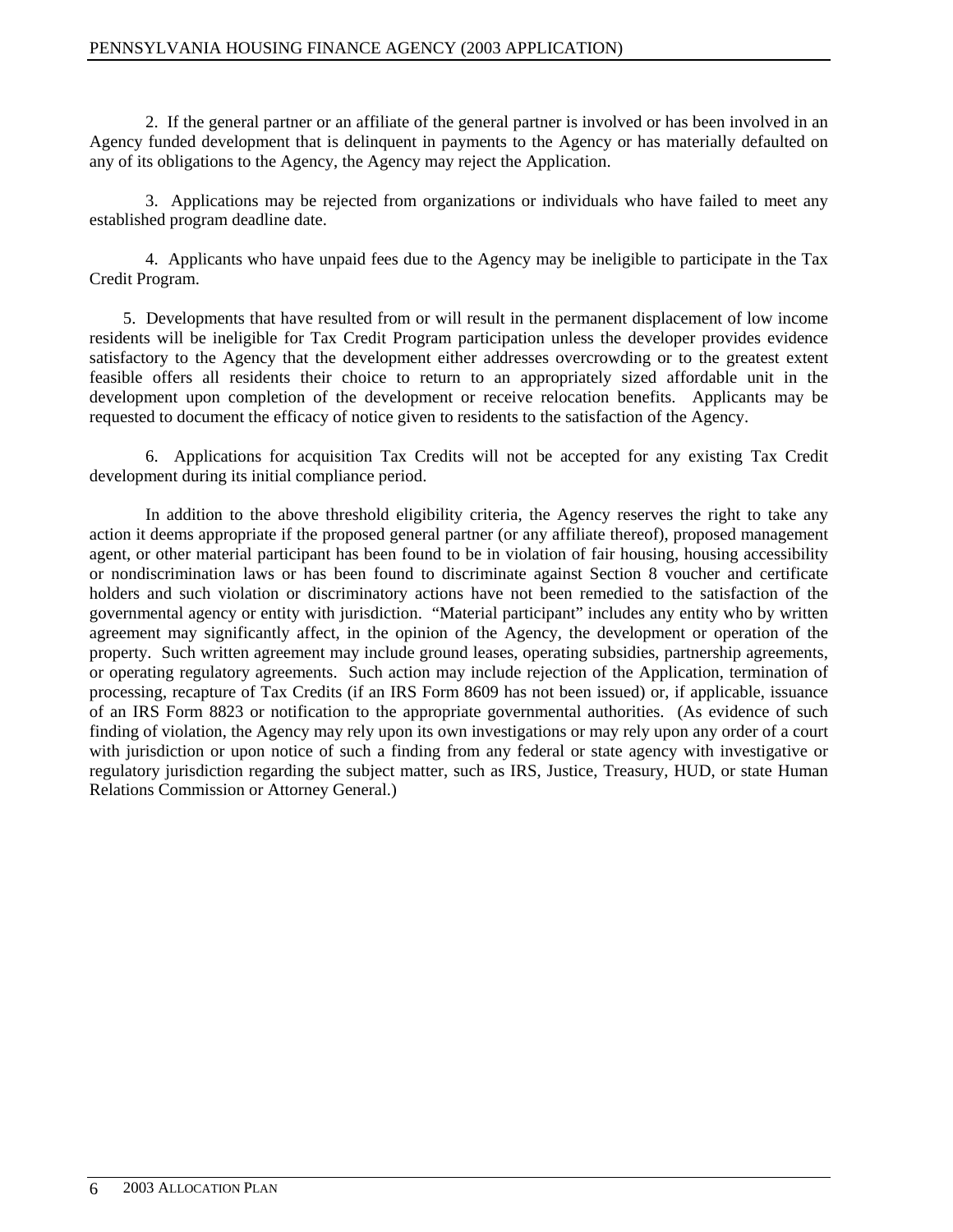2. If the general partner or an affiliate of the general partner is involved or has been involved in an Agency funded development that is delinquent in payments to the Agency or has materially defaulted on any of its obligations to the Agency, the Agency may reject the Application.

3. Applications may be rejected from organizations or individuals who have failed to meet any established program deadline date.

4. Applicants who have unpaid fees due to the Agency may be ineligible to participate in the Tax Credit Program.

5. Developments that have resulted from or will result in the permanent displacement of low income residents will be ineligible for Tax Credit Program participation unless the developer provides evidence satisfactory to the Agency that the development either addresses overcrowding or to the greatest extent feasible offers all residents their choice to return to an appropriately sized affordable unit in the development upon completion of the development or receive relocation benefits. Applicants may be requested to document the efficacy of notice given to residents to the satisfaction of the Agency.

6. Applications for acquisition Tax Credits will not be accepted for any existing Tax Credit development during its initial compliance period.

In addition to the above threshold eligibility criteria, the Agency reserves the right to take any action it deems appropriate if the proposed general partner (or any affiliate thereof), proposed management agent, or other material participant has been found to be in violation of fair housing, housing accessibility or nondiscrimination laws or has been found to discriminate against Section 8 voucher and certificate holders and such violation or discriminatory actions have not been remedied to the satisfaction of the governmental agency or entity with jurisdiction. "Material participant" includes any entity who by written agreement may significantly affect, in the opinion of the Agency, the development or operation of the property. Such written agreement may include ground leases, operating subsidies, partnership agreements, or operating regulatory agreements. Such action may include rejection of the Application, termination of processing, recapture of Tax Credits (if an IRS Form 8609 has not been issued) or, if applicable, issuance of an IRS Form 8823 or notification to the appropriate governmental authorities. (As evidence of such finding of violation, the Agency may rely upon its own investigations or may rely upon any order of a court with jurisdiction or upon notice of such a finding from any federal or state agency with investigative or regulatory jurisdiction regarding the subject matter, such as IRS, Justice, Treasury, HUD, or state Human Relations Commission or Attorney General.)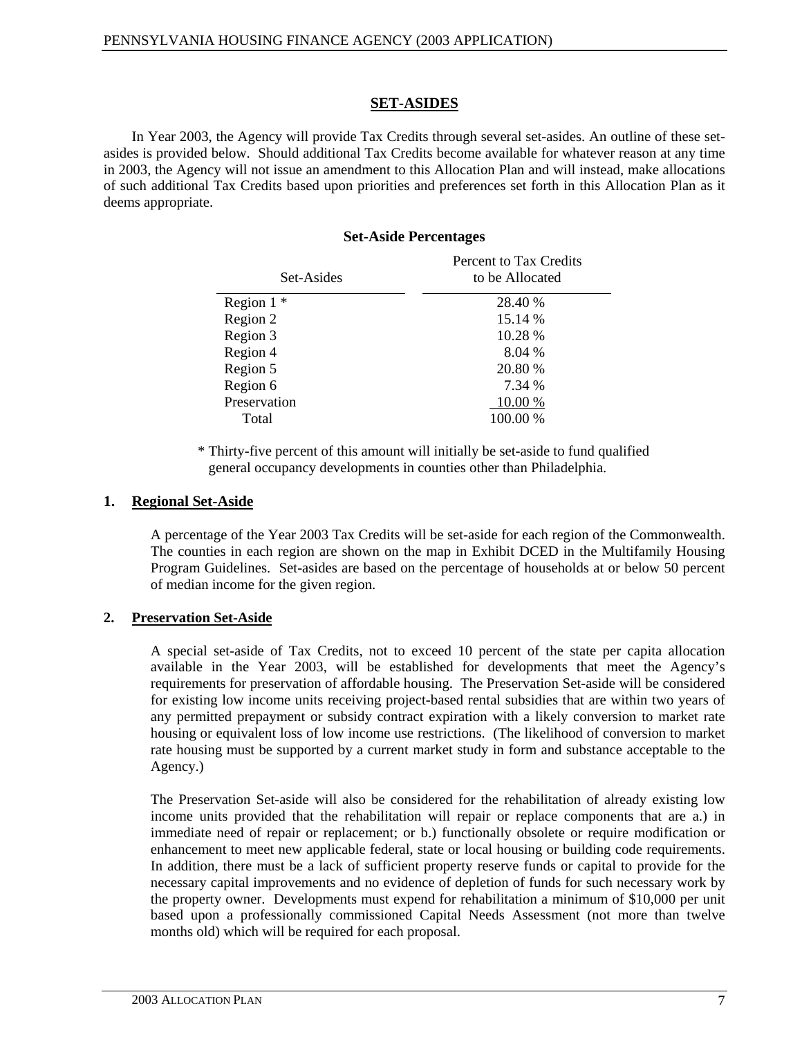## SET-ASIDES

In Year 2003, the Agency will provide Tax Credits through several set-asides. An outline of these set-asides is provided below. Should additional Tax Credits become available for whatever reason at any time in 2003, the Agency will not issue an amendment to this Allocation Plan and will instead, make allocations of such additional Tax Credits based upon priorities and preferences set forth in this Allocation Plan as it deems appropriate.

### Set-Aside Percentages

| Set-Asides | Percent to Tax Credits to be Allocated |
|---|---|
| Region 1 * | 28.40 % |
| Region 2 | 15.14 % |
| Region 3 | 10.28 % |
| Region 4 | 8.04 % |
| Region 5 | 20.80 % |
| Region 6 | 7.34 % |
| Preservation | 10.00 % |
| Total | 100.00 % |

\* Thirty-five percent of this amount will initially be set-aside to fund qualified general occupancy developments in counties other than Philadelphia.

### 1. Regional Set-Aside

A percentage of the Year 2003 Tax Credits will be set-aside for each region of the Commonwealth. The counties in each region are shown on the map in Exhibit DCED in the Multifamily Housing Program Guidelines. Set-asides are based on the percentage of households at or below 50 percent of median income for the given region.

### 2. Preservation Set-Aside

A special set-aside of Tax Credits, not to exceed 10 percent of the state per capita allocation available in the Year 2003, will be established for developments that meet the Agency's requirements for preservation of affordable housing. The Preservation Set-aside will be considered for existing low income units receiving project-based rental subsidies that are within two years of any permitted prepayment or subsidy contract expiration with a likely conversion to market rate housing or equivalent loss of low income use restrictions. (The likelihood of conversion to market rate housing must be supported by a current market study in form and substance acceptable to the Agency.)

The Preservation Set-aside will also be considered for the rehabilitation of already existing low income units provided that the rehabilitation will repair or replace components that are a.) in immediate need of repair or replacement; or b.) functionally obsolete or require modification or enhancement to meet new applicable federal, state or local housing or building code requirements. In addition, there must be a lack of sufficient property reserve funds or capital to provide for the necessary capital improvements and no evidence of depletion of funds for such necessary work by the property owner. Developments must expend for rehabilitation a minimum of $10,000 per unit based upon a professionally commissioned Capital Needs Assessment (not more than twelve months old) which will be required for each proposal.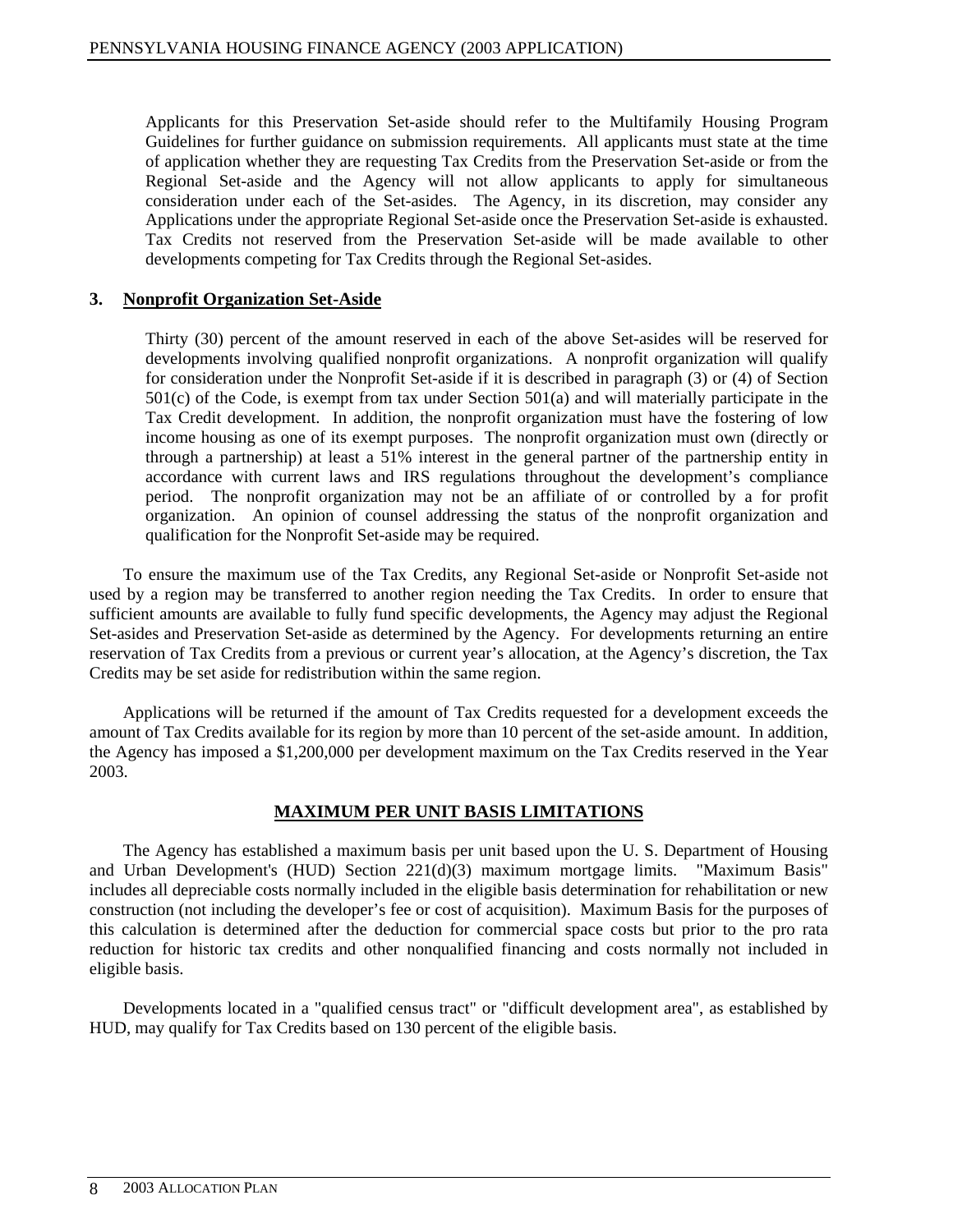Applicants for this Preservation Set-aside should refer to the Multifamily Housing Program Guidelines for further guidance on submission requirements. All applicants must state at the time of application whether they are requesting Tax Credits from the Preservation Set-aside or from the Regional Set-aside and the Agency will not allow applicants to apply for simultaneous consideration under each of the Set-asides. The Agency, in its discretion, may consider any Applications under the appropriate Regional Set-aside once the Preservation Set-aside is exhausted. Tax Credits not reserved from the Preservation Set-aside will be made available to other developments competing for Tax Credits through the Regional Set-asides.

### 3. Nonprofit Organization Set-Aside

Thirty (30) percent of the amount reserved in each of the above Set-asides will be reserved for developments involving qualified nonprofit organizations. A nonprofit organization will qualify for consideration under the Nonprofit Set-aside if it is described in paragraph (3) or (4) of Section 501(c) of the Code, is exempt from tax under Section 501(a) and will materially participate in the Tax Credit development. In addition, the nonprofit organization must have the fostering of low income housing as one of its exempt purposes. The nonprofit organization must own (directly or through a partnership) at least a 51% interest in the general partner of the partnership entity in accordance with current laws and IRS regulations throughout the development's compliance period. The nonprofit organization may not be an affiliate of or controlled by a for profit organization. An opinion of counsel addressing the status of the nonprofit organization and qualification for the Nonprofit Set-aside may be required.

To ensure the maximum use of the Tax Credits, any Regional Set-aside or Nonprofit Set-aside not used by a region may be transferred to another region needing the Tax Credits. In order to ensure that sufficient amounts are available to fully fund specific developments, the Agency may adjust the Regional Set-asides and Preservation Set-aside as determined by the Agency. For developments returning an entire reservation of Tax Credits from a previous or current year's allocation, at the Agency's discretion, the Tax Credits may be set aside for redistribution within the same region.

Applications will be returned if the amount of Tax Credits requested for a development exceeds the amount of Tax Credits available for its region by more than 10 percent of the set-aside amount. In addition, the Agency has imposed a $1,200,000 per development maximum on the Tax Credits reserved in the Year 2003.

## MAXIMUM PER UNIT BASIS LIMITATIONS

The Agency has established a maximum basis per unit based upon the U. S. Department of Housing and Urban Development's (HUD) Section 221(d)(3) maximum mortgage limits. "Maximum Basis" includes all depreciable costs normally included in the eligible basis determination for rehabilitation or new construction (not including the developer's fee or cost of acquisition). Maximum Basis for the purposes of this calculation is determined after the deduction for commercial space costs but prior to the pro rata reduction for historic tax credits and other nonqualified financing and costs normally not included in eligible basis.

Developments located in a "qualified census tract" or "difficult development area", as established by HUD, may qualify for Tax Credits based on 130 percent of the eligible basis.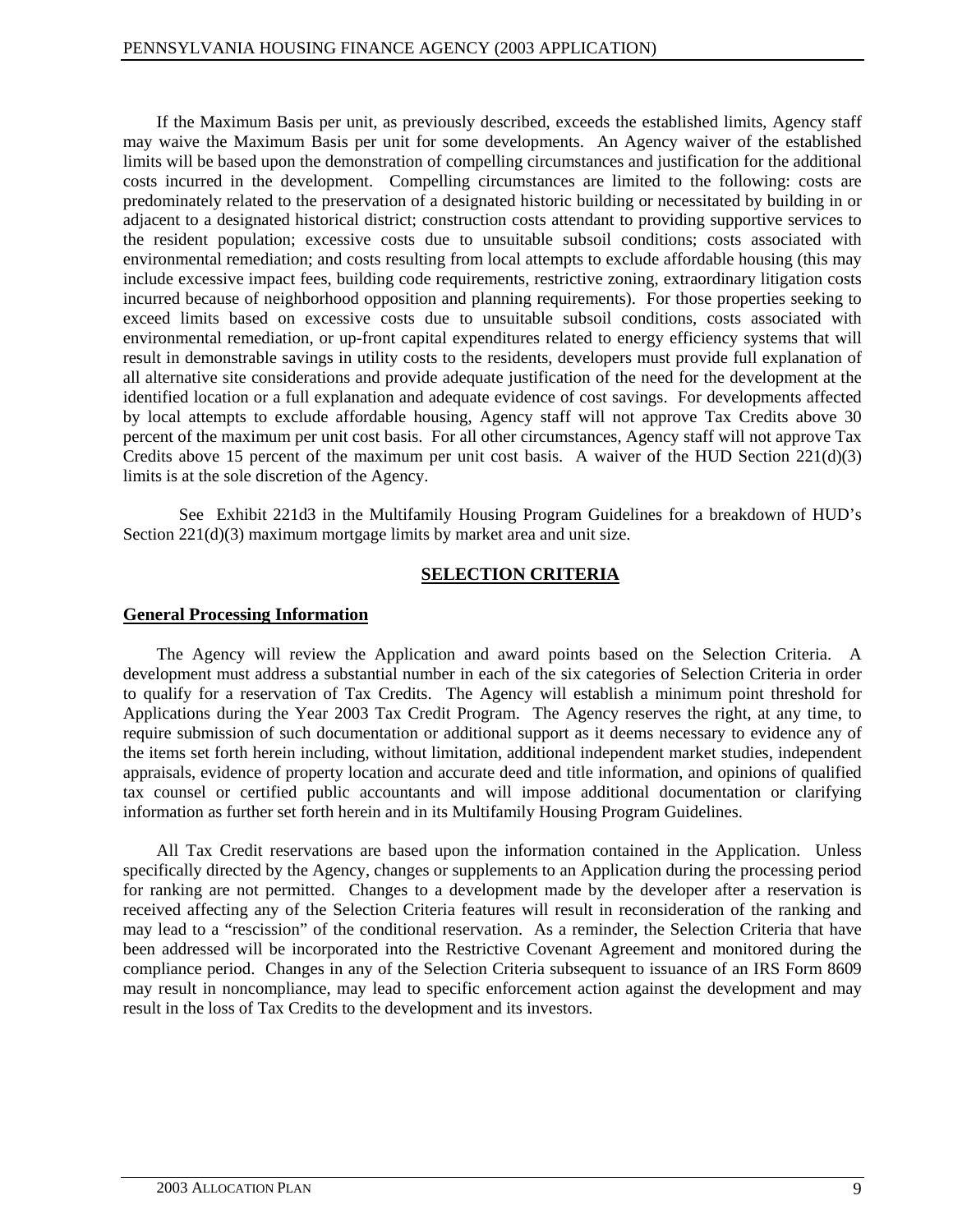If the Maximum Basis per unit, as previously described, exceeds the established limits, Agency staff may waive the Maximum Basis per unit for some developments. An Agency waiver of the established limits will be based upon the demonstration of compelling circumstances and justification for the additional costs incurred in the development. Compelling circumstances are limited to the following: costs are predominately related to the preservation of a designated historic building or necessitated by building in or adjacent to a designated historical district; construction costs attendant to providing supportive services to the resident population; excessive costs due to unsuitable subsoil conditions; costs associated with environmental remediation; and costs resulting from local attempts to exclude affordable housing (this may include excessive impact fees, building code requirements, restrictive zoning, extraordinary litigation costs incurred because of neighborhood opposition and planning requirements). For those properties seeking to exceed limits based on excessive costs due to unsuitable subsoil conditions, costs associated with environmental remediation, or up-front capital expenditures related to energy efficiency systems that will result in demonstrable savings in utility costs to the residents, developers must provide full explanation of all alternative site considerations and provide adequate justification of the need for the development at the identified location or a full explanation and adequate evidence of cost savings. For developments affected by local attempts to exclude affordable housing, Agency staff will not approve Tax Credits above 30 percent of the maximum per unit cost basis. For all other circumstances, Agency staff will not approve Tax Credits above 15 percent of the maximum per unit cost basis. A waiver of the HUD Section 221(d)(3) limits is at the sole discretion of the Agency.

See Exhibit 221d3 in the Multifamily Housing Program Guidelines for a breakdown of HUD's Section 221(d)(3) maximum mortgage limits by market area and unit size.

## SELECTION CRITERIA

### General Processing Information

The Agency will review the Application and award points based on the Selection Criteria. A development must address a substantial number in each of the six categories of Selection Criteria in order to qualify for a reservation of Tax Credits. The Agency will establish a minimum point threshold for Applications during the Year 2003 Tax Credit Program. The Agency reserves the right, at any time, to require submission of such documentation or additional support as it deems necessary to evidence any of the items set forth herein including, without limitation, additional independent market studies, independent appraisals, evidence of property location and accurate deed and title information, and opinions of qualified tax counsel or certified public accountants and will impose additional documentation or clarifying information as further set forth herein and in its Multifamily Housing Program Guidelines.

All Tax Credit reservations are based upon the information contained in the Application. Unless specifically directed by the Agency, changes or supplements to an Application during the processing period for ranking are not permitted. Changes to a development made by the developer after a reservation is received affecting any of the Selection Criteria features will result in reconsideration of the ranking and may lead to a "rescission" of the conditional reservation. As a reminder, the Selection Criteria that have been addressed will be incorporated into the Restrictive Covenant Agreement and monitored during the compliance period. Changes in any of the Selection Criteria subsequent to issuance of an IRS Form 8609 may result in noncompliance, may lead to specific enforcement action against the development and may result in the loss of Tax Credits to the development and its investors.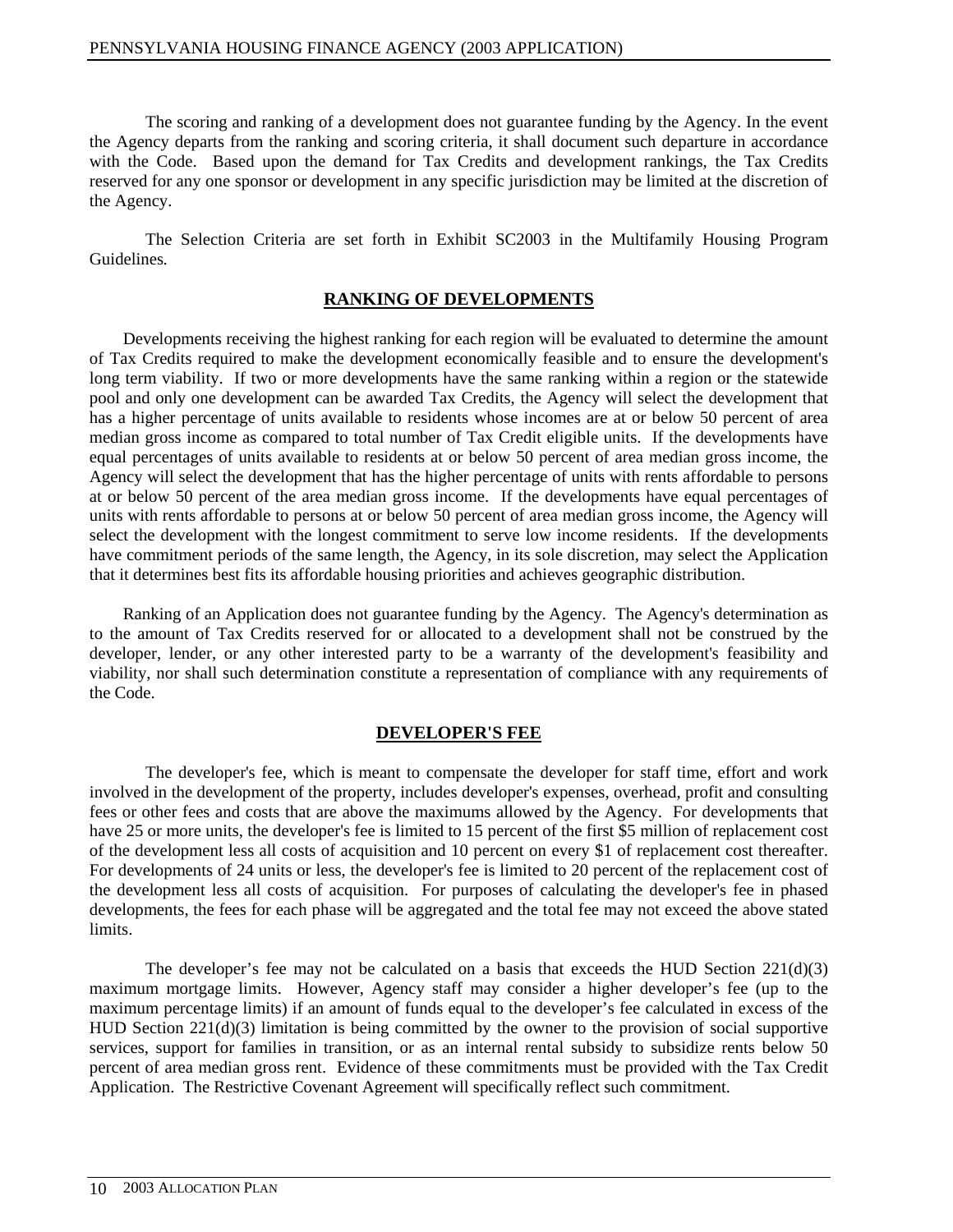The scoring and ranking of a development does not guarantee funding by the Agency. In the event the Agency departs from the ranking and scoring criteria, it shall document such departure in accordance with the Code. Based upon the demand for Tax Credits and development rankings, the Tax Credits reserved for any one sponsor or development in any specific jurisdiction may be limited at the discretion of the Agency.

The Selection Criteria are set forth in Exhibit SC2003 in the Multifamily Housing Program Guidelines.

## RANKING OF DEVELOPMENTS

Developments receiving the highest ranking for each region will be evaluated to determine the amount of Tax Credits required to make the development economically feasible and to ensure the development's long term viability. If two or more developments have the same ranking within a region or the statewide pool and only one development can be awarded Tax Credits, the Agency will select the development that has a higher percentage of units available to residents whose incomes are at or below 50 percent of area median gross income as compared to total number of Tax Credit eligible units. If the developments have equal percentages of units available to residents at or below 50 percent of area median gross income, the Agency will select the development that has the higher percentage of units with rents affordable to persons at or below 50 percent of the area median gross income. If the developments have equal percentages of units with rents affordable to persons at or below 50 percent of area median gross income, the Agency will select the development with the longest commitment to serve low income residents. If the developments have commitment periods of the same length, the Agency, in its sole discretion, may select the Application that it determines best fits its affordable housing priorities and achieves geographic distribution.

Ranking of an Application does not guarantee funding by the Agency. The Agency's determination as to the amount of Tax Credits reserved for or allocated to a development shall not be construed by the developer, lender, or any other interested party to be a warranty of the development's feasibility and viability, nor shall such determination constitute a representation of compliance with any requirements of the Code.

## DEVELOPER'S FEE

The developer's fee, which is meant to compensate the developer for staff time, effort and work involved in the development of the property, includes developer's expenses, overhead, profit and consulting fees or other fees and costs that are above the maximums allowed by the Agency. For developments that have 25 or more units, the developer's fee is limited to 15 percent of the first $5 million of replacement cost of the development less all costs of acquisition and 10 percent on every $1 of replacement cost thereafter. For developments of 24 units or less, the developer's fee is limited to 20 percent of the replacement cost of the development less all costs of acquisition. For purposes of calculating the developer's fee in phased developments, the fees for each phase will be aggregated and the total fee may not exceed the above stated limits.

The developer's fee may not be calculated on a basis that exceeds the HUD Section 221(d)(3) maximum mortgage limits. However, Agency staff may consider a higher developer's fee (up to the maximum percentage limits) if an amount of funds equal to the developer's fee calculated in excess of the HUD Section 221(d)(3) limitation is being committed by the owner to the provision of social supportive services, support for families in transition, or as an internal rental subsidy to subsidize rents below 50 percent of area median gross rent. Evidence of these commitments must be provided with the Tax Credit Application. The Restrictive Covenant Agreement will specifically reflect such commitment.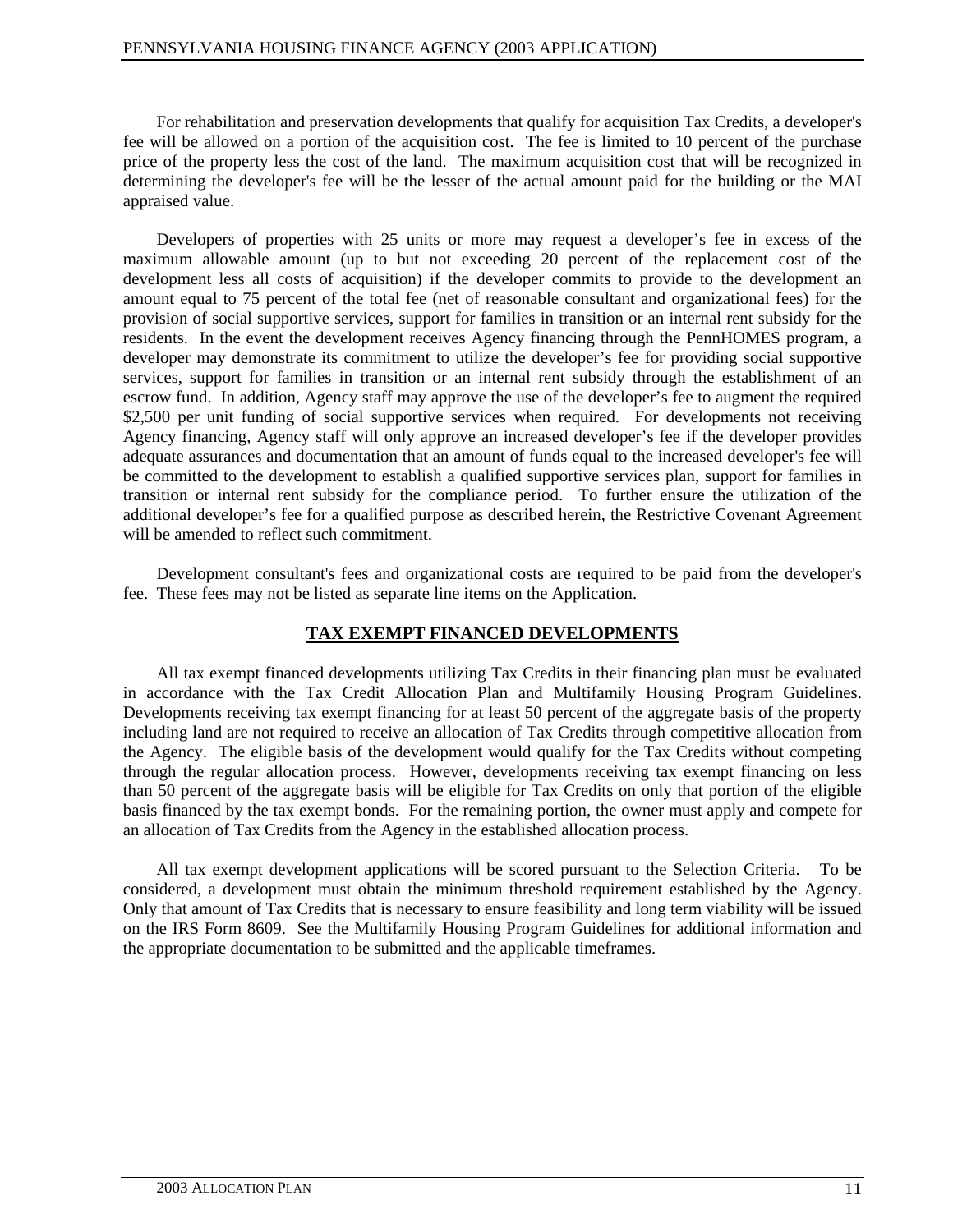For rehabilitation and preservation developments that qualify for acquisition Tax Credits, a developer's fee will be allowed on a portion of the acquisition cost. The fee is limited to 10 percent of the purchase price of the property less the cost of the land. The maximum acquisition cost that will be recognized in determining the developer's fee will be the lesser of the actual amount paid for the building or the MAI appraised value.

Developers of properties with 25 units or more may request a developer's fee in excess of the maximum allowable amount (up to but not exceeding 20 percent of the replacement cost of the development less all costs of acquisition) if the developer commits to provide to the development an amount equal to 75 percent of the total fee (net of reasonable consultant and organizational fees) for the provision of social supportive services, support for families in transition or an internal rent subsidy for the residents. In the event the development receives Agency financing through the PennHOMES program, a developer may demonstrate its commitment to utilize the developer's fee for providing social supportive services, support for families in transition or an internal rent subsidy through the establishment of an escrow fund. In addition, Agency staff may approve the use of the developer's fee to augment the required $2,500 per unit funding of social supportive services when required. For developments not receiving Agency financing, Agency staff will only approve an increased developer's fee if the developer provides adequate assurances and documentation that an amount of funds equal to the increased developer's fee will be committed to the development to establish a qualified supportive services plan, support for families in transition or internal rent subsidy for the compliance period. To further ensure the utilization of the additional developer's fee for a qualified purpose as described herein, the Restrictive Covenant Agreement will be amended to reflect such commitment.

Development consultant's fees and organizational costs are required to be paid from the developer's fee. These fees may not be listed as separate line items on the Application.

## TAX EXEMPT FINANCED DEVELOPMENTS

All tax exempt financed developments utilizing Tax Credits in their financing plan must be evaluated in accordance with the Tax Credit Allocation Plan and Multifamily Housing Program Guidelines. Developments receiving tax exempt financing for at least 50 percent of the aggregate basis of the property including land are not required to receive an allocation of Tax Credits through competitive allocation from the Agency. The eligible basis of the development would qualify for the Tax Credits without competing through the regular allocation process. However, developments receiving tax exempt financing on less than 50 percent of the aggregate basis will be eligible for Tax Credits on only that portion of the eligible basis financed by the tax exempt bonds. For the remaining portion, the owner must apply and compete for an allocation of Tax Credits from the Agency in the established allocation process.

All tax exempt development applications will be scored pursuant to the Selection Criteria. To be considered, a development must obtain the minimum threshold requirement established by the Agency. Only that amount of Tax Credits that is necessary to ensure feasibility and long term viability will be issued on the IRS Form 8609. See the Multifamily Housing Program Guidelines for additional information and the appropriate documentation to be submitted and the applicable timeframes.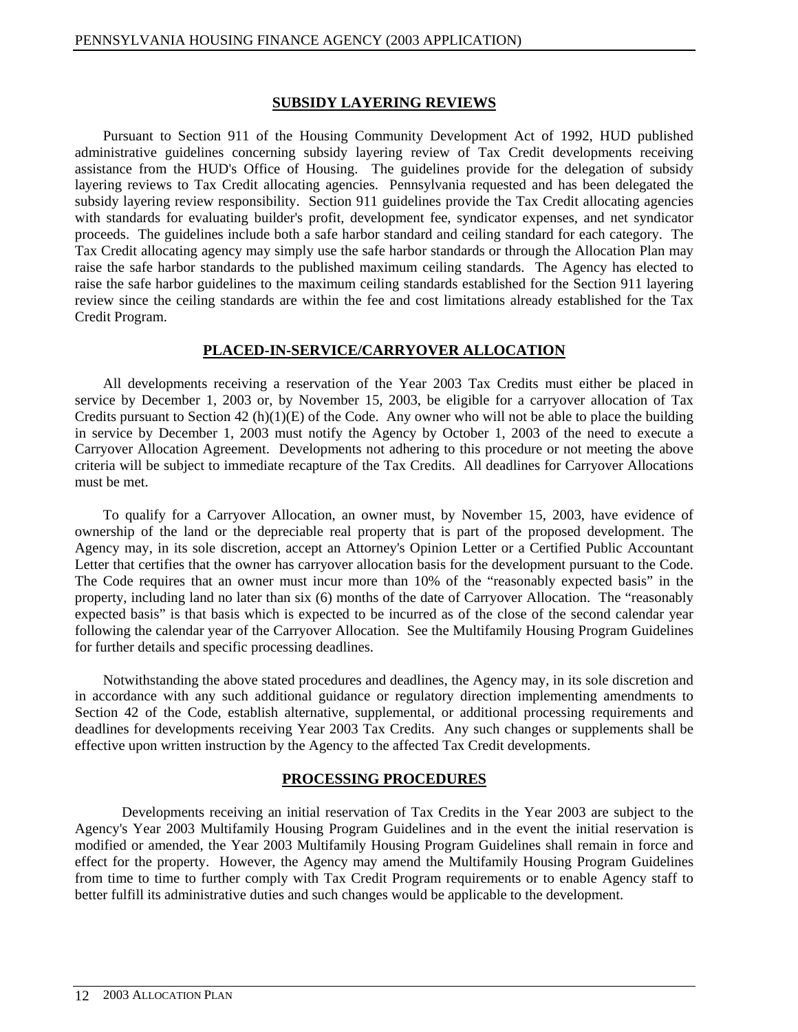## SUBSIDY LAYERING REVIEWS

Pursuant to Section 911 of the Housing Community Development Act of 1992, HUD published administrative guidelines concerning subsidy layering review of Tax Credit developments receiving assistance from the HUD's Office of Housing. The guidelines provide for the delegation of subsidy layering reviews to Tax Credit allocating agencies. Pennsylvania requested and has been delegated the subsidy layering review responsibility. Section 911 guidelines provide the Tax Credit allocating agencies with standards for evaluating builder's profit, development fee, syndicator expenses, and net syndicator proceeds. The guidelines include both a safe harbor standard and ceiling standard for each category. The Tax Credit allocating agency may simply use the safe harbor standards or through the Allocation Plan may raise the safe harbor standards to the published maximum ceiling standards. The Agency has elected to raise the safe harbor guidelines to the maximum ceiling standards established for the Section 911 layering review since the ceiling standards are within the fee and cost limitations already established for the Tax Credit Program.

## PLACED-IN-SERVICE/CARRYOVER ALLOCATION

All developments receiving a reservation of the Year 2003 Tax Credits must either be placed in service by December 1, 2003 or, by November 15, 2003, be eligible for a carryover allocation of Tax Credits pursuant to Section 42 (h)(1)(E) of the Code. Any owner who will not be able to place the building in service by December 1, 2003 must notify the Agency by October 1, 2003 of the need to execute a Carryover Allocation Agreement. Developments not adhering to this procedure or not meeting the above criteria will be subject to immediate recapture of the Tax Credits. All deadlines for Carryover Allocations must be met.

To qualify for a Carryover Allocation, an owner must, by November 15, 2003, have evidence of ownership of the land or the depreciable real property that is part of the proposed development. The Agency may, in its sole discretion, accept an Attorney's Opinion Letter or a Certified Public Accountant Letter that certifies that the owner has carryover allocation basis for the development pursuant to the Code. The Code requires that an owner must incur more than 10% of the "reasonably expected basis" in the property, including land no later than six (6) months of the date of Carryover Allocation. The "reasonably expected basis" is that basis which is expected to be incurred as of the close of the second calendar year following the calendar year of the Carryover Allocation. See the Multifamily Housing Program Guidelines for further details and specific processing deadlines.

Notwithstanding the above stated procedures and deadlines, the Agency may, in its sole discretion and in accordance with any such additional guidance or regulatory direction implementing amendments to Section 42 of the Code, establish alternative, supplemental, or additional processing requirements and deadlines for developments receiving Year 2003 Tax Credits. Any such changes or supplements shall be effective upon written instruction by the Agency to the affected Tax Credit developments.

## PROCESSING PROCEDURES

Developments receiving an initial reservation of Tax Credits in the Year 2003 are subject to the Agency's Year 2003 Multifamily Housing Program Guidelines and in the event the initial reservation is modified or amended, the Year 2003 Multifamily Housing Program Guidelines shall remain in force and effect for the property. However, the Agency may amend the Multifamily Housing Program Guidelines from time to time to further comply with Tax Credit Program requirements or to enable Agency staff to better fulfill its administrative duties and such changes would be applicable to the development.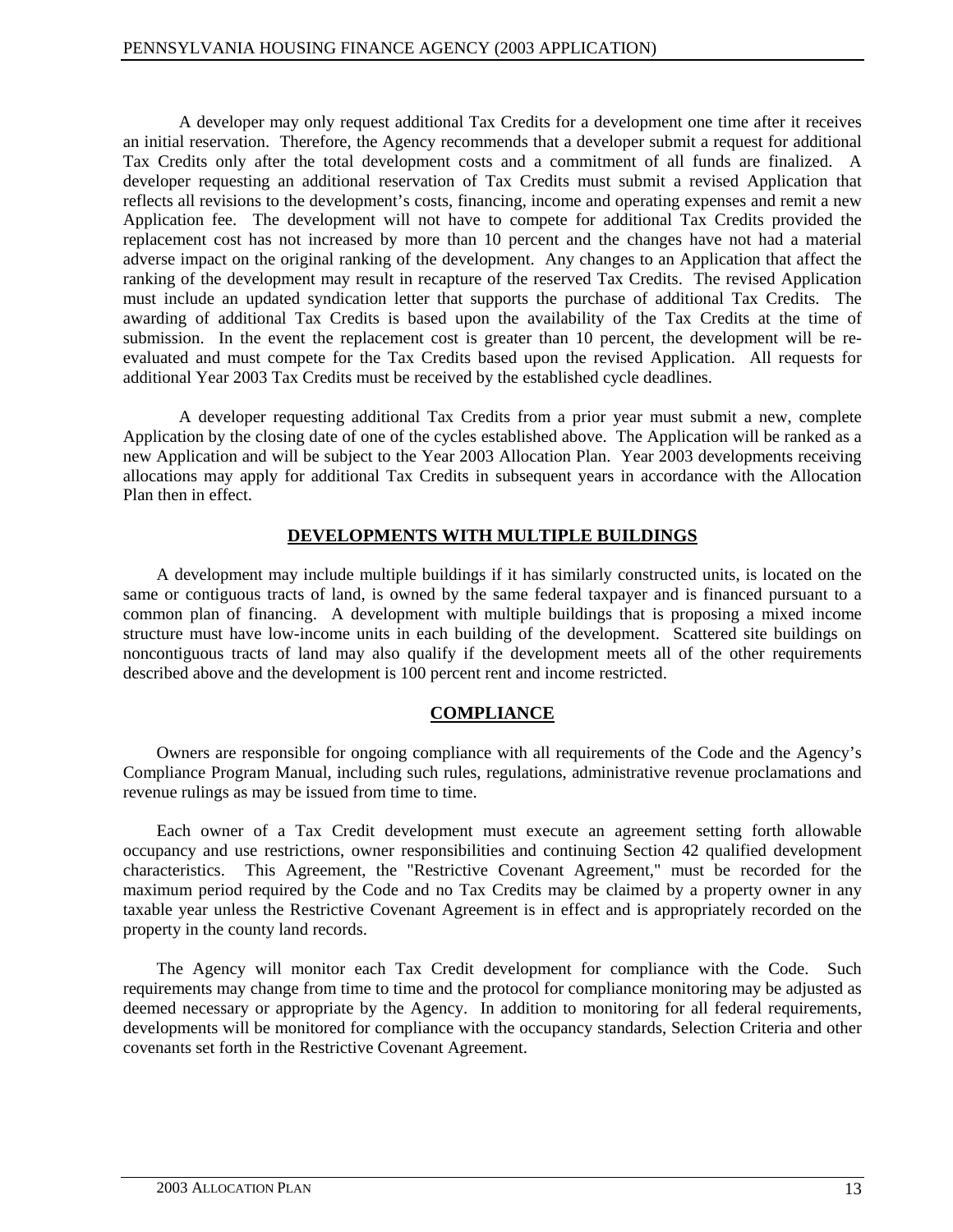A developer may only request additional Tax Credits for a development one time after it receives an initial reservation. Therefore, the Agency recommends that a developer submit a request for additional Tax Credits only after the total development costs and a commitment of all funds are finalized. A developer requesting an additional reservation of Tax Credits must submit a revised Application that reflects all revisions to the development's costs, financing, income and operating expenses and remit a new Application fee. The development will not have to compete for additional Tax Credits provided the replacement cost has not increased by more than 10 percent and the changes have not had a material adverse impact on the original ranking of the development. Any changes to an Application that affect the ranking of the development may result in recapture of the reserved Tax Credits. The revised Application must include an updated syndication letter that supports the purchase of additional Tax Credits. The awarding of additional Tax Credits is based upon the availability of the Tax Credits at the time of submission. In the event the replacement cost is greater than 10 percent, the development will be re-evaluated and must compete for the Tax Credits based upon the revised Application. All requests for additional Year 2003 Tax Credits must be received by the established cycle deadlines.

A developer requesting additional Tax Credits from a prior year must submit a new, complete Application by the closing date of one of the cycles established above. The Application will be ranked as a new Application and will be subject to the Year 2003 Allocation Plan. Year 2003 developments receiving allocations may apply for additional Tax Credits in subsequent years in accordance with the Allocation Plan then in effect.

## DEVELOPMENTS WITH MULTIPLE BUILDINGS

A development may include multiple buildings if it has similarly constructed units, is located on the same or contiguous tracts of land, is owned by the same federal taxpayer and is financed pursuant to a common plan of financing. A development with multiple buildings that is proposing a mixed income structure must have low-income units in each building of the development. Scattered site buildings on noncontiguous tracts of land may also qualify if the development meets all of the other requirements described above and the development is 100 percent rent and income restricted.

## COMPLIANCE

Owners are responsible for ongoing compliance with all requirements of the Code and the Agency's Compliance Program Manual, including such rules, regulations, administrative revenue proclamations and revenue rulings as may be issued from time to time.

Each owner of a Tax Credit development must execute an agreement setting forth allowable occupancy and use restrictions, owner responsibilities and continuing Section 42 qualified development characteristics. This Agreement, the "Restrictive Covenant Agreement," must be recorded for the maximum period required by the Code and no Tax Credits may be claimed by a property owner in any taxable year unless the Restrictive Covenant Agreement is in effect and is appropriately recorded on the property in the county land records.

The Agency will monitor each Tax Credit development for compliance with the Code. Such requirements may change from time to time and the protocol for compliance monitoring may be adjusted as deemed necessary or appropriate by the Agency. In addition to monitoring for all federal requirements, developments will be monitored for compliance with the occupancy standards, Selection Criteria and other covenants set forth in the Restrictive Covenant Agreement.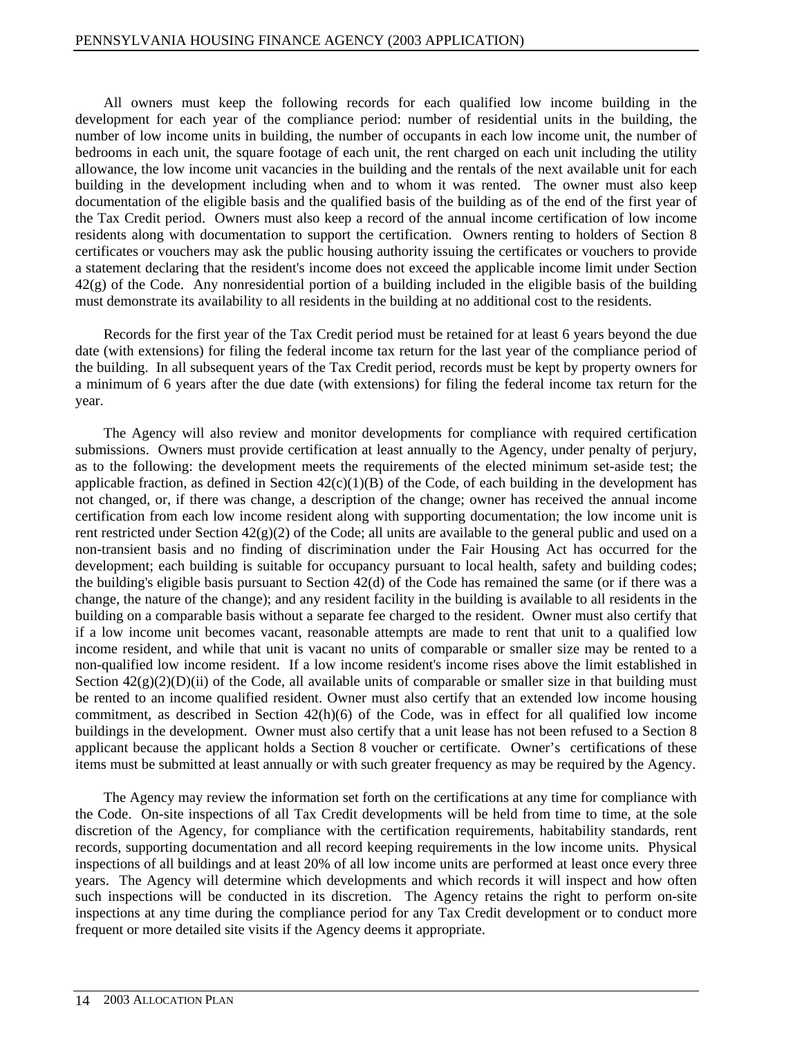All owners must keep the following records for each qualified low income building in the development for each year of the compliance period: number of residential units in the building, the number of low income units in building, the number of occupants in each low income unit, the number of bedrooms in each unit, the square footage of each unit, the rent charged on each unit including the utility allowance, the low income unit vacancies in the building and the rentals of the next available unit for each building in the development including when and to whom it was rented. The owner must also keep documentation of the eligible basis and the qualified basis of the building as of the end of the first year of the Tax Credit period. Owners must also keep a record of the annual income certification of low income residents along with documentation to support the certification. Owners renting to holders of Section 8 certificates or vouchers may ask the public housing authority issuing the certificates or vouchers to provide a statement declaring that the resident's income does not exceed the applicable income limit under Section 42(g) of the Code. Any nonresidential portion of a building included in the eligible basis of the building must demonstrate its availability to all residents in the building at no additional cost to the residents.

Records for the first year of the Tax Credit period must be retained for at least 6 years beyond the due date (with extensions) for filing the federal income tax return for the last year of the compliance period of the building. In all subsequent years of the Tax Credit period, records must be kept by property owners for a minimum of 6 years after the due date (with extensions) for filing the federal income tax return for the year.

The Agency will also review and monitor developments for compliance with required certification submissions. Owners must provide certification at least annually to the Agency, under penalty of perjury, as to the following: the development meets the requirements of the elected minimum set-aside test; the applicable fraction, as defined in Section 42(c)(1)(B) of the Code, of each building in the development has not changed, or, if there was change, a description of the change; owner has received the annual income certification from each low income resident along with supporting documentation; the low income unit is rent restricted under Section 42(g)(2) of the Code; all units are available to the general public and used on a non-transient basis and no finding of discrimination under the Fair Housing Act has occurred for the development; each building is suitable for occupancy pursuant to local health, safety and building codes; the building's eligible basis pursuant to Section 42(d) of the Code has remained the same (or if there was a change, the nature of the change); and any resident facility in the building is available to all residents in the building on a comparable basis without a separate fee charged to the resident. Owner must also certify that if a low income unit becomes vacant, reasonable attempts are made to rent that unit to a qualified low income resident, and while that unit is vacant no units of comparable or smaller size may be rented to a non-qualified low income resident. If a low income resident's income rises above the limit established in Section 42(g)(2)(D)(ii) of the Code, all available units of comparable or smaller size in that building must be rented to an income qualified resident. Owner must also certify that an extended low income housing commitment, as described in Section 42(h)(6) of the Code, was in effect for all qualified low income buildings in the development. Owner must also certify that a unit lease has not been refused to a Section 8 applicant because the applicant holds a Section 8 voucher or certificate. Owner's certifications of these items must be submitted at least annually or with such greater frequency as may be required by the Agency.

The Agency may review the information set forth on the certifications at any time for compliance with the Code. On-site inspections of all Tax Credit developments will be held from time to time, at the sole discretion of the Agency, for compliance with the certification requirements, habitability standards, rent records, supporting documentation and all record keeping requirements in the low income units. Physical inspections of all buildings and at least 20% of all low income units are performed at least once every three years. The Agency will determine which developments and which records it will inspect and how often such inspections will be conducted in its discretion. The Agency retains the right to perform on-site inspections at any time during the compliance period for any Tax Credit development or to conduct more frequent or more detailed site visits if the Agency deems it appropriate.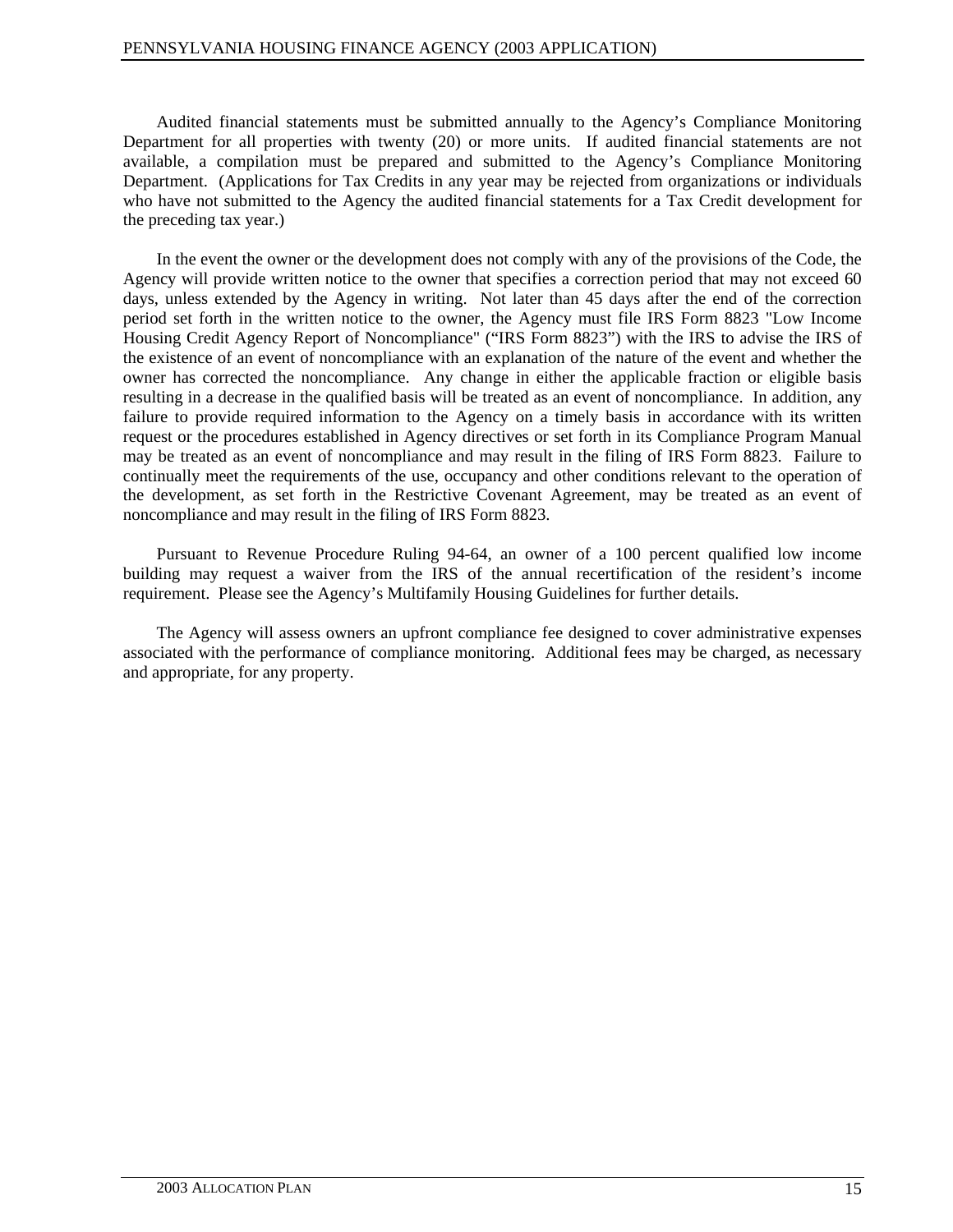Audited financial statements must be submitted annually to the Agency's Compliance Monitoring Department for all properties with twenty (20) or more units. If audited financial statements are not available, a compilation must be prepared and submitted to the Agency's Compliance Monitoring Department. (Applications for Tax Credits in any year may be rejected from organizations or individuals who have not submitted to the Agency the audited financial statements for a Tax Credit development for the preceding tax year.)

In the event the owner or the development does not comply with any of the provisions of the Code, the Agency will provide written notice to the owner that specifies a correction period that may not exceed 60 days, unless extended by the Agency in writing. Not later than 45 days after the end of the correction period set forth in the written notice to the owner, the Agency must file IRS Form 8823 "Low Income Housing Credit Agency Report of Noncompliance" ("IRS Form 8823") with the IRS to advise the IRS of the existence of an event of noncompliance with an explanation of the nature of the event and whether the owner has corrected the noncompliance. Any change in either the applicable fraction or eligible basis resulting in a decrease in the qualified basis will be treated as an event of noncompliance. In addition, any failure to provide required information to the Agency on a timely basis in accordance with its written request or the procedures established in Agency directives or set forth in its Compliance Program Manual may be treated as an event of noncompliance and may result in the filing of IRS Form 8823. Failure to continually meet the requirements of the use, occupancy and other conditions relevant to the operation of the development, as set forth in the Restrictive Covenant Agreement, may be treated as an event of noncompliance and may result in the filing of IRS Form 8823.

Pursuant to Revenue Procedure Ruling 94-64, an owner of a 100 percent qualified low income building may request a waiver from the IRS of the annual recertification of the resident's income requirement. Please see the Agency's Multifamily Housing Guidelines for further details.

The Agency will assess owners an upfront compliance fee designed to cover administrative expenses associated with the performance of compliance monitoring. Additional fees may be charged, as necessary and appropriate, for any property.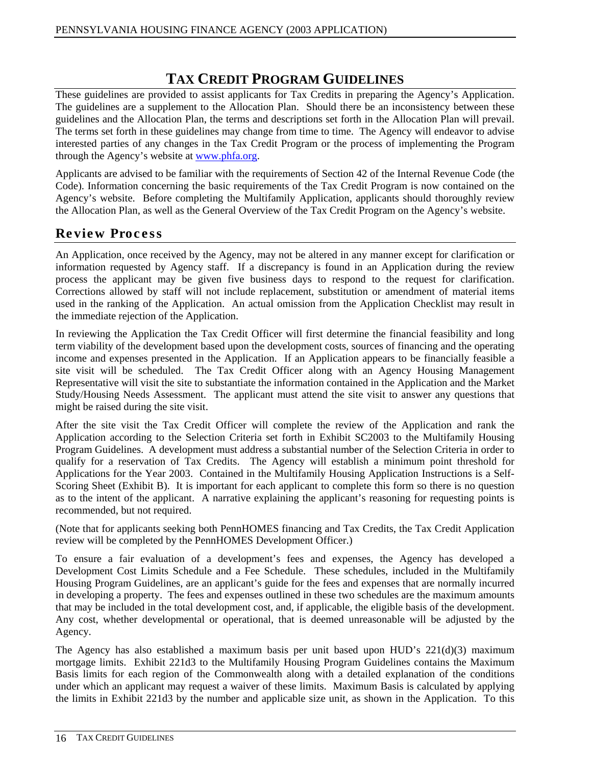# TAX CREDIT PROGRAM GUIDELINES

These guidelines are provided to assist applicants for Tax Credits in preparing the Agency's Application. The guidelines are a supplement to the Allocation Plan. Should there be an inconsistency between these guidelines and the Allocation Plan, the terms and descriptions set forth in the Allocation Plan will prevail. The terms set forth in these guidelines may change from time to time. The Agency will endeavor to advise interested parties of any changes in the Tax Credit Program or the process of implementing the Program through the Agency's website at www.phfa.org.

Applicants are advised to be familiar with the requirements of Section 42 of the Internal Revenue Code (the Code). Information concerning the basic requirements of the Tax Credit Program is now contained on the Agency's website. Before completing the Multifamily Application, applicants should thoroughly review the Allocation Plan, as well as the General Overview of the Tax Credit Program on the Agency's website.

## Review Process

An Application, once received by the Agency, may not be altered in any manner except for clarification or information requested by Agency staff. If a discrepancy is found in an Application during the review process the applicant may be given five business days to respond to the request for clarification. Corrections allowed by staff will not include replacement, substitution or amendment of material items used in the ranking of the Application. An actual omission from the Application Checklist may result in the immediate rejection of the Application.

In reviewing the Application the Tax Credit Officer will first determine the financial feasibility and long term viability of the development based upon the development costs, sources of financing and the operating income and expenses presented in the Application. If an Application appears to be financially feasible a site visit will be scheduled. The Tax Credit Officer along with an Agency Housing Management Representative will visit the site to substantiate the information contained in the Application and the Market Study/Housing Needs Assessment. The applicant must attend the site visit to answer any questions that might be raised during the site visit.

After the site visit the Tax Credit Officer will complete the review of the Application and rank the Application according to the Selection Criteria set forth in Exhibit SC2003 to the Multifamily Housing Program Guidelines. A development must address a substantial number of the Selection Criteria in order to qualify for a reservation of Tax Credits. The Agency will establish a minimum point threshold for Applications for the Year 2003. Contained in the Multifamily Housing Application Instructions is a Self-Scoring Sheet (Exhibit B). It is important for each applicant to complete this form so there is no question as to the intent of the applicant. A narrative explaining the applicant's reasoning for requesting points is recommended, but not required.

(Note that for applicants seeking both PennHOMES financing and Tax Credits, the Tax Credit Application review will be completed by the PennHOMES Development Officer.)

To ensure a fair evaluation of a development's fees and expenses, the Agency has developed a Development Cost Limits Schedule and a Fee Schedule. These schedules, included in the Multifamily Housing Program Guidelines, are an applicant's guide for the fees and expenses that are normally incurred in developing a property. The fees and expenses outlined in these two schedules are the maximum amounts that may be included in the total development cost, and, if applicable, the eligible basis of the development. Any cost, whether developmental or operational, that is deemed unreasonable will be adjusted by the Agency.

The Agency has also established a maximum basis per unit based upon HUD's 221(d)(3) maximum mortgage limits. Exhibit 221d3 to the Multifamily Housing Program Guidelines contains the Maximum Basis limits for each region of the Commonwealth along with a detailed explanation of the conditions under which an applicant may request a waiver of these limits. Maximum Basis is calculated by applying the limits in Exhibit 221d3 by the number and applicable size unit, as shown in the Application. To this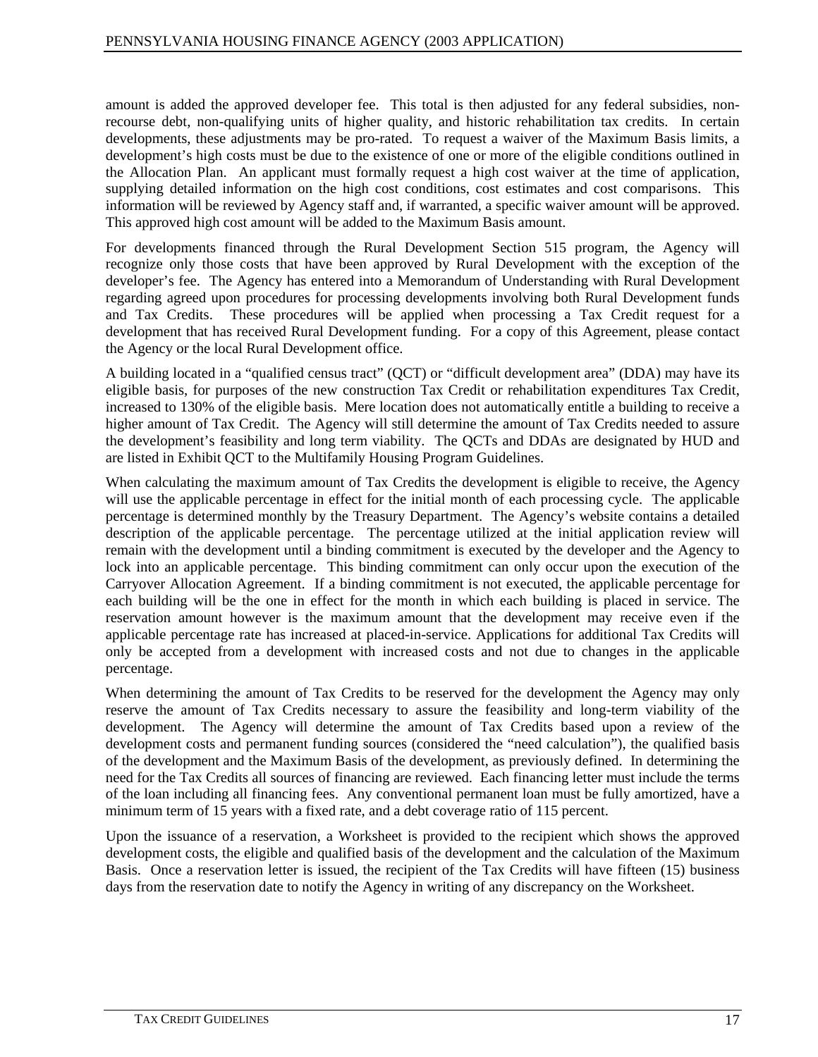amount is added the approved developer fee. This total is then adjusted for any federal subsidies, non-recourse debt, non-qualifying units of higher quality, and historic rehabilitation tax credits. In certain developments, these adjustments may be pro-rated. To request a waiver of the Maximum Basis limits, a development's high costs must be due to the existence of one or more of the eligible conditions outlined in the Allocation Plan. An applicant must formally request a high cost waiver at the time of application, supplying detailed information on the high cost conditions, cost estimates and cost comparisons. This information will be reviewed by Agency staff and, if warranted, a specific waiver amount will be approved. This approved high cost amount will be added to the Maximum Basis amount.

For developments financed through the Rural Development Section 515 program, the Agency will recognize only those costs that have been approved by Rural Development with the exception of the developer's fee. The Agency has entered into a Memorandum of Understanding with Rural Development regarding agreed upon procedures for processing developments involving both Rural Development funds and Tax Credits. These procedures will be applied when processing a Tax Credit request for a development that has received Rural Development funding. For a copy of this Agreement, please contact the Agency or the local Rural Development office.

A building located in a "qualified census tract" (QCT) or "difficult development area" (DDA) may have its eligible basis, for purposes of the new construction Tax Credit or rehabilitation expenditures Tax Credit, increased to 130% of the eligible basis. Mere location does not automatically entitle a building to receive a higher amount of Tax Credit. The Agency will still determine the amount of Tax Credits needed to assure the development's feasibility and long term viability. The QCTs and DDAs are designated by HUD and are listed in Exhibit QCT to the Multifamily Housing Program Guidelines.

When calculating the maximum amount of Tax Credits the development is eligible to receive, the Agency will use the applicable percentage in effect for the initial month of each processing cycle. The applicable percentage is determined monthly by the Treasury Department. The Agency's website contains a detailed description of the applicable percentage. The percentage utilized at the initial application review will remain with the development until a binding commitment is executed by the developer and the Agency to lock into an applicable percentage. This binding commitment can only occur upon the execution of the Carryover Allocation Agreement. If a binding commitment is not executed, the applicable percentage for each building will be the one in effect for the month in which each building is placed in service. The reservation amount however is the maximum amount that the development may receive even if the applicable percentage rate has increased at placed-in-service. Applications for additional Tax Credits will only be accepted from a development with increased costs and not due to changes in the applicable percentage.

When determining the amount of Tax Credits to be reserved for the development the Agency may only reserve the amount of Tax Credits necessary to assure the feasibility and long-term viability of the development. The Agency will determine the amount of Tax Credits based upon a review of the development costs and permanent funding sources (considered the "need calculation"), the qualified basis of the development and the Maximum Basis of the development, as previously defined. In determining the need for the Tax Credits all sources of financing are reviewed. Each financing letter must include the terms of the loan including all financing fees. Any conventional permanent loan must be fully amortized, have a minimum term of 15 years with a fixed rate, and a debt coverage ratio of 115 percent.

Upon the issuance of a reservation, a Worksheet is provided to the recipient which shows the approved development costs, the eligible and qualified basis of the development and the calculation of the Maximum Basis. Once a reservation letter is issued, the recipient of the Tax Credits will have fifteen (15) business days from the reservation date to notify the Agency in writing of any discrepancy on the Worksheet.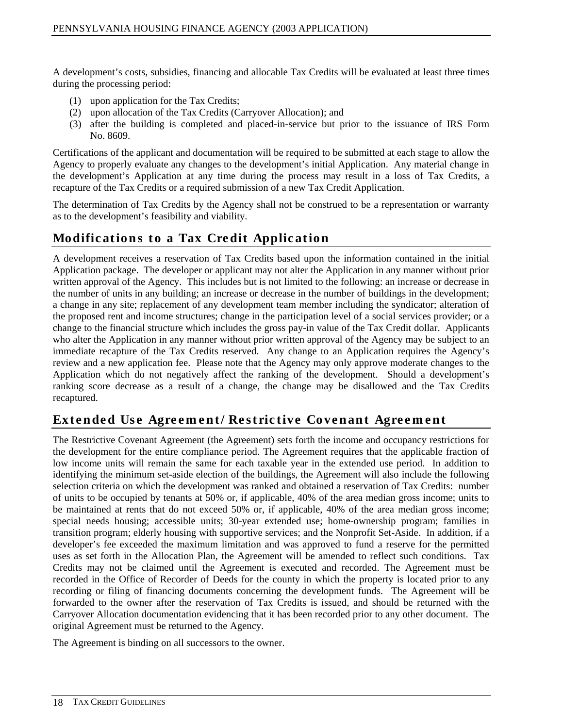A development's costs, subsidies, financing and allocable Tax Credits will be evaluated at least three times during the processing period:

(1) upon application for the Tax Credits;
(2) upon allocation of the Tax Credits (Carryover Allocation); and
(3) after the building is completed and placed-in-service but prior to the issuance of IRS Form No. 8609.

Certifications of the applicant and documentation will be required to be submitted at each stage to allow the Agency to properly evaluate any changes to the development's initial Application. Any material change in the development's Application at any time during the process may result in a loss of Tax Credits, a recapture of the Tax Credits or a required submission of a new Tax Credit Application.

The determination of Tax Credits by the Agency shall not be construed to be a representation or warranty as to the development's feasibility and viability.

## Modifications to a Tax Credit Application

A development receives a reservation of Tax Credits based upon the information contained in the initial Application package. The developer or applicant may not alter the Application in any manner without prior written approval of the Agency. This includes but is not limited to the following: an increase or decrease in the number of units in any building; an increase or decrease in the number of buildings in the development; a change in any site; replacement of any development team member including the syndicator; alteration of the proposed rent and income structures; change in the participation level of a social services provider; or a change to the financial structure which includes the gross pay-in value of the Tax Credit dollar. Applicants who alter the Application in any manner without prior written approval of the Agency may be subject to an immediate recapture of the Tax Credits reserved. Any change to an Application requires the Agency's review and a new application fee. Please note that the Agency may only approve moderate changes to the Application which do not negatively affect the ranking of the development. Should a development's ranking score decrease as a result of a change, the change may be disallowed and the Tax Credits recaptured.

## Extended Use Agreement/Restrictive Covenant Agreement

The Restrictive Covenant Agreement (the Agreement) sets forth the income and occupancy restrictions for the development for the entire compliance period. The Agreement requires that the applicable fraction of low income units will remain the same for each taxable year in the extended use period. In addition to identifying the minimum set-aside election of the buildings, the Agreement will also include the following selection criteria on which the development was ranked and obtained a reservation of Tax Credits: number of units to be occupied by tenants at 50% or, if applicable, 40% of the area median gross income; units to be maintained at rents that do not exceed 50% or, if applicable, 40% of the area median gross income; special needs housing; accessible units; 30-year extended use; home-ownership program; families in transition program; elderly housing with supportive services; and the Nonprofit Set-Aside. In addition, if a developer's fee exceeded the maximum limitation and was approved to fund a reserve for the permitted uses as set forth in the Allocation Plan, the Agreement will be amended to reflect such conditions. Tax Credits may not be claimed until the Agreement is executed and recorded. The Agreement must be recorded in the Office of Recorder of Deeds for the county in which the property is located prior to any recording or filing of financing documents concerning the development funds. The Agreement will be forwarded to the owner after the reservation of Tax Credits is issued, and should be returned with the Carryover Allocation documentation evidencing that it has been recorded prior to any other document. The original Agreement must be returned to the Agency.

The Agreement is binding on all successors to the owner.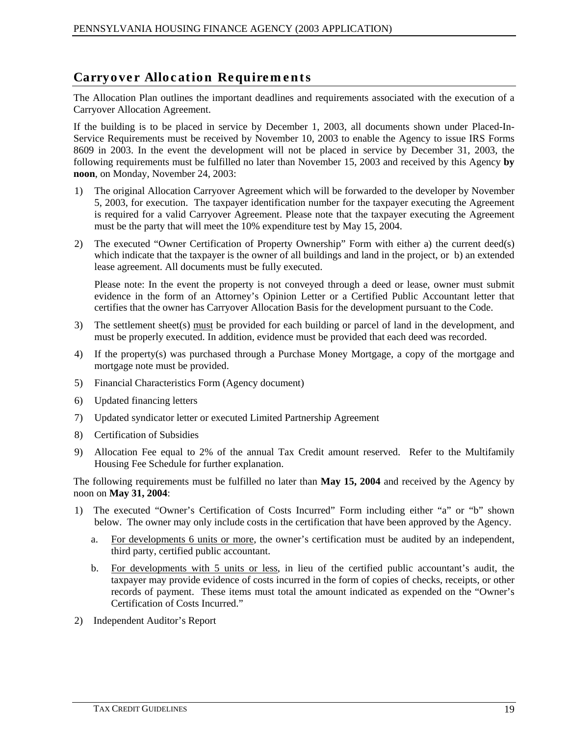## Carryover Allocation Requirements

The Allocation Plan outlines the important deadlines and requirements associated with the execution of a Carryover Allocation Agreement.

If the building is to be placed in service by December 1, 2003, all documents shown under Placed-In-Service Requirements must be received by November 10, 2003 to enable the Agency to issue IRS Forms 8609 in 2003. In the event the development will not be placed in service by December 31, 2003, the following requirements must be fulfilled no later than November 15, 2003 and received by this Agency **by noon**, on Monday, November 24, 2003:

1) The original Allocation Carryover Agreement which will be forwarded to the developer by November 5, 2003, for execution. The taxpayer identification number for the taxpayer executing the Agreement is required for a valid Carryover Agreement. Please note that the taxpayer executing the Agreement must be the party that will meet the 10% expenditure test by May 15, 2004.

2) The executed "Owner Certification of Property Ownership" Form with either a) the current deed(s) which indicate that the taxpayer is the owner of all buildings and land in the project, or b) an extended lease agreement. All documents must be fully executed.

   Please note: In the event the property is not conveyed through a deed or lease, owner must submit evidence in the form of an Attorney's Opinion Letter or a Certified Public Accountant letter that certifies that the owner has Carryover Allocation Basis for the development pursuant to the Code.

3) The settlement sheet(s) <u>must</u> be provided for each building or parcel of land in the development, and must be properly executed. In addition, evidence must be provided that each deed was recorded.

4) If the property(s) was purchased through a Purchase Money Mortgage, a copy of the mortgage and mortgage note must be provided.

5) Financial Characteristics Form (Agency document)

6) Updated financing letters

7) Updated syndicator letter or executed Limited Partnership Agreement

8) Certification of Subsidies

9) Allocation Fee equal to 2% of the annual Tax Credit amount reserved. Refer to the Multifamily Housing Fee Schedule for further explanation.

The following requirements must be fulfilled no later than **May 15, 2004** and received by the Agency by noon on **May 31, 2004**:

1) The executed "Owner's Certification of Costs Incurred" Form including either "a" or "b" shown below. The owner may only include costs in the certification that have been approved by the Agency.

   a. <u>For developments 6 units or more</u>, the owner's certification must be audited by an independent, third party, certified public accountant.

   b. <u>For developments with 5 units or less</u>, in lieu of the certified public accountant's audit, the taxpayer may provide evidence of costs incurred in the form of copies of checks, receipts, or other records of payment. These items must total the amount indicated as expended on the "Owner's Certification of Costs Incurred."

2) Independent Auditor's Report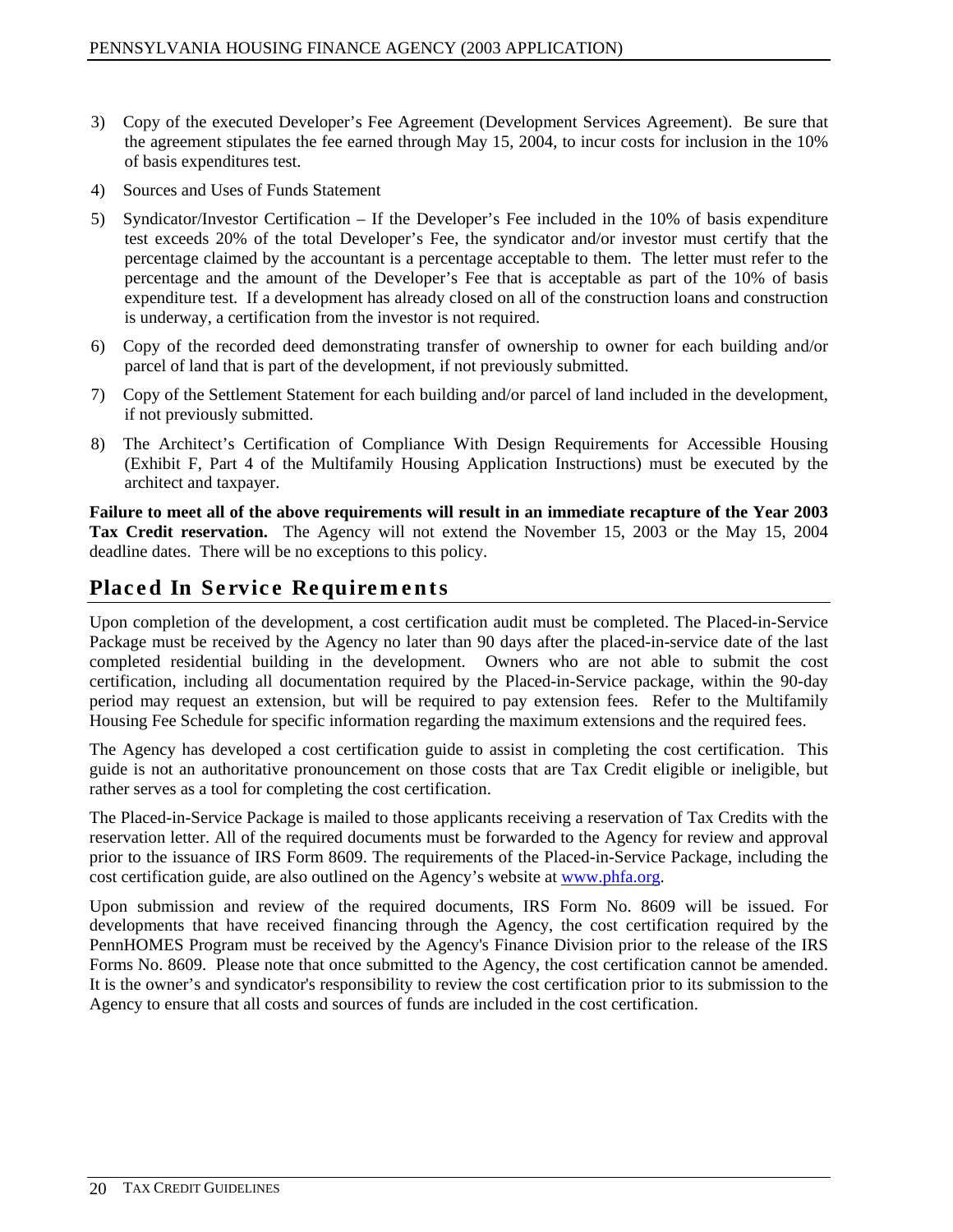3) Copy of the executed Developer's Fee Agreement (Development Services Agreement). Be sure that the agreement stipulates the fee earned through May 15, 2004, to incur costs for inclusion in the 10% of basis expenditures test.

4) Sources and Uses of Funds Statement

5) Syndicator/Investor Certification – If the Developer's Fee included in the 10% of basis expenditure test exceeds 20% of the total Developer's Fee, the syndicator and/or investor must certify that the percentage claimed by the accountant is a percentage acceptable to them. The letter must refer to the percentage and the amount of the Developer's Fee that is acceptable as part of the 10% of basis expenditure test. If a development has already closed on all of the construction loans and construction is underway, a certification from the investor is not required.

6) Copy of the recorded deed demonstrating transfer of ownership to owner for each building and/or parcel of land that is part of the development, if not previously submitted.

7) Copy of the Settlement Statement for each building and/or parcel of land included in the development, if not previously submitted.

8) The Architect's Certification of Compliance With Design Requirements for Accessible Housing (Exhibit F, Part 4 of the Multifamily Housing Application Instructions) must be executed by the architect and taxpayer.

**Failure to meet all of the above requirements will result in an immediate recapture of the Year 2003 Tax Credit reservation.** The Agency will not extend the November 15, 2003 or the May 15, 2004 deadline dates. There will be no exceptions to this policy.

## Placed In Service Requirements

Upon completion of the development, a cost certification audit must be completed. The Placed-in-Service Package must be received by the Agency no later than 90 days after the placed-in-service date of the last completed residential building in the development. Owners who are not able to submit the cost certification, including all documentation required by the Placed-in-Service package, within the 90-day period may request an extension, but will be required to pay extension fees. Refer to the Multifamily Housing Fee Schedule for specific information regarding the maximum extensions and the required fees.

The Agency has developed a cost certification guide to assist in completing the cost certification. This guide is not an authoritative pronouncement on those costs that are Tax Credit eligible or ineligible, but rather serves as a tool for completing the cost certification.

The Placed-in-Service Package is mailed to those applicants receiving a reservation of Tax Credits with the reservation letter. All of the required documents must be forwarded to the Agency for review and approval prior to the issuance of IRS Form 8609. The requirements of the Placed-in-Service Package, including the cost certification guide, are also outlined on the Agency's website at www.phfa.org.

Upon submission and review of the required documents, IRS Form No. 8609 will be issued. For developments that have received financing through the Agency, the cost certification required by the PennHOMES Program must be received by the Agency's Finance Division prior to the release of the IRS Forms No. 8609. Please note that once submitted to the Agency, the cost certification cannot be amended. It is the owner's and syndicator's responsibility to review the cost certification prior to its submission to the Agency to ensure that all costs and sources of funds are included in the cost certification.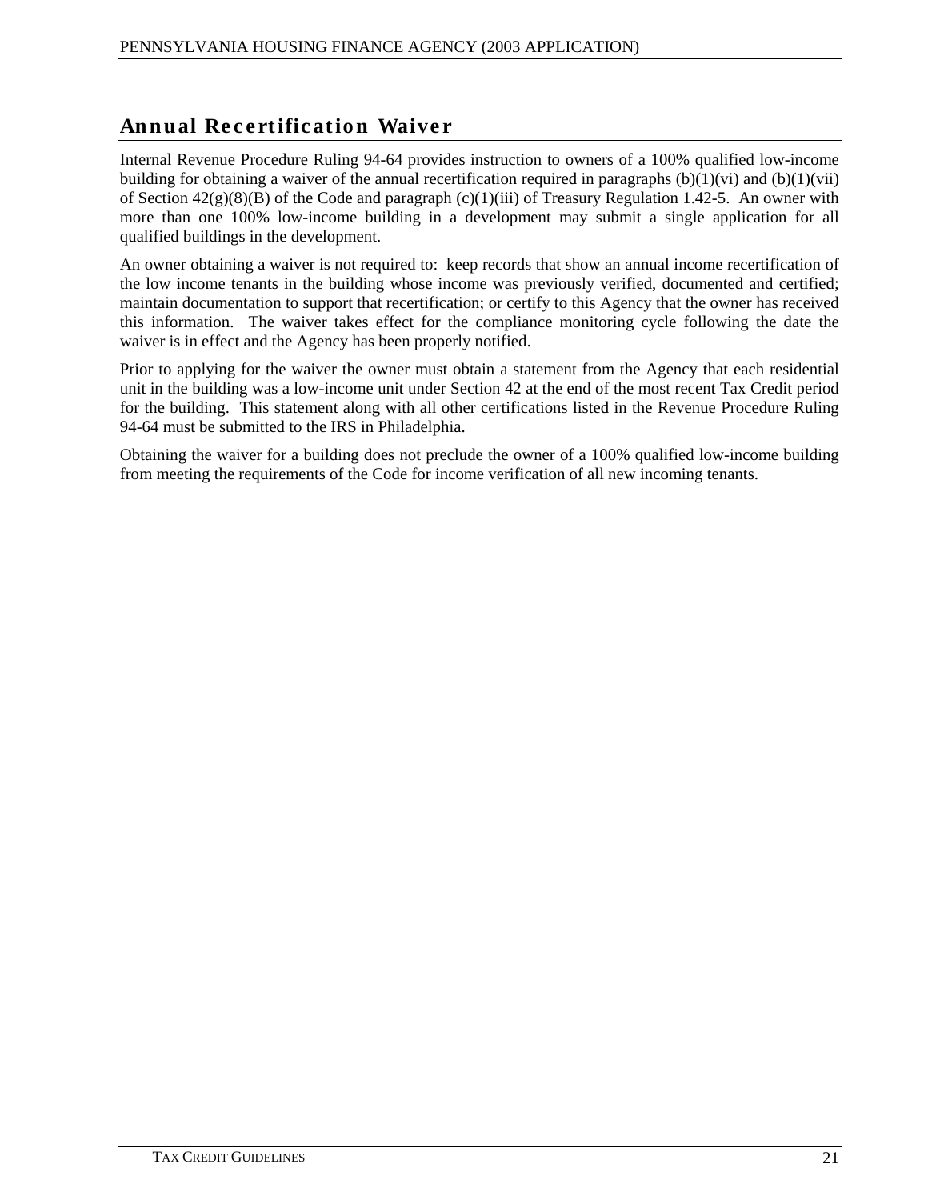## Annual Recertification Waiver

Internal Revenue Procedure Ruling 94-64 provides instruction to owners of a 100% qualified low-income building for obtaining a waiver of the annual recertification required in paragraphs (b)(1)(vi) and (b)(1)(vii) of Section 42(g)(8)(B) of the Code and paragraph (c)(1)(iii) of Treasury Regulation 1.42-5. An owner with more than one 100% low-income building in a development may submit a single application for all qualified buildings in the development.

An owner obtaining a waiver is not required to: keep records that show an annual income recertification of the low income tenants in the building whose income was previously verified, documented and certified; maintain documentation to support that recertification; or certify to this Agency that the owner has received this information. The waiver takes effect for the compliance monitoring cycle following the date the waiver is in effect and the Agency has been properly notified.

Prior to applying for the waiver the owner must obtain a statement from the Agency that each residential unit in the building was a low-income unit under Section 42 at the end of the most recent Tax Credit period for the building. This statement along with all other certifications listed in the Revenue Procedure Ruling 94-64 must be submitted to the IRS in Philadelphia.

Obtaining the waiver for a building does not preclude the owner of a 100% qualified low-income building from meeting the requirements of the Code for income verification of all new incoming tenants.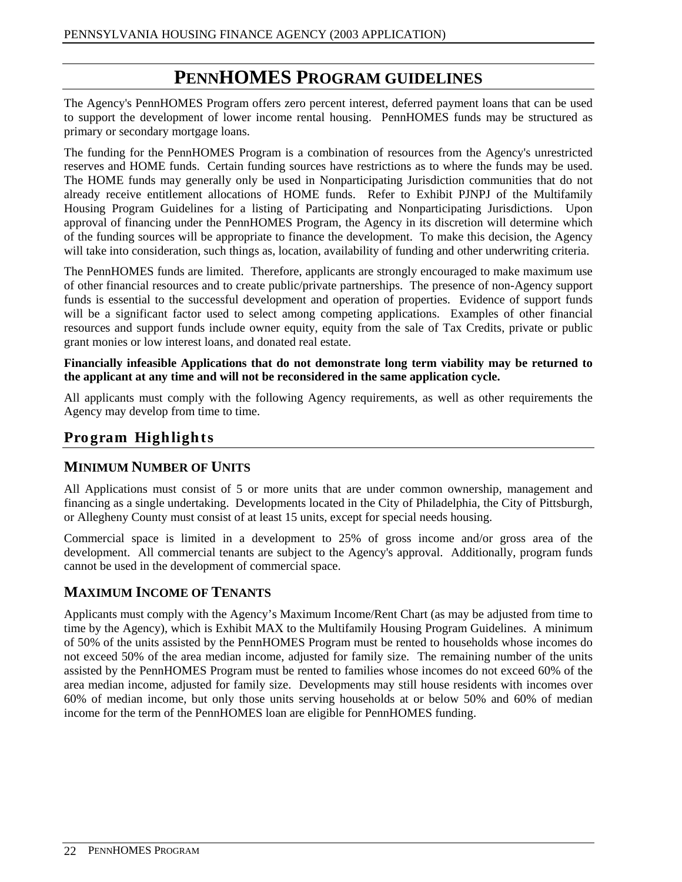# PennHOMES Program Guidelines

The Agency's PennHOMES Program offers zero percent interest, deferred payment loans that can be used to support the development of lower income rental housing. PennHOMES funds may be structured as primary or secondary mortgage loans.

The funding for the PennHOMES Program is a combination of resources from the Agency's unrestricted reserves and HOME funds. Certain funding sources have restrictions as to where the funds may be used. The HOME funds may generally only be used in Nonparticipating Jurisdiction communities that do not already receive entitlement allocations of HOME funds. Refer to Exhibit PJNPJ of the Multifamily Housing Program Guidelines for a listing of Participating and Nonparticipating Jurisdictions. Upon approval of financing under the PennHOMES Program, the Agency in its discretion will determine which of the funding sources will be appropriate to finance the development. To make this decision, the Agency will take into consideration, such things as, location, availability of funding and other underwriting criteria.

The PennHOMES funds are limited. Therefore, applicants are strongly encouraged to make maximum use of other financial resources and to create public/private partnerships. The presence of non-Agency support funds is essential to the successful development and operation of properties. Evidence of support funds will be a significant factor used to select among competing applications. Examples of other financial resources and support funds include owner equity, equity from the sale of Tax Credits, private or public grant monies or low interest loans, and donated real estate.

**Financially infeasible Applications that do not demonstrate long term viability may be returned to the applicant at any time and will not be reconsidered in the same application cycle.**

All applicants must comply with the following Agency requirements, as well as other requirements the Agency may develop from time to time.

## Program Highlights

### Minimum Number of Units

All Applications must consist of 5 or more units that are under common ownership, management and financing as a single undertaking. Developments located in the City of Philadelphia, the City of Pittsburgh, or Allegheny County must consist of at least 15 units, except for special needs housing.

Commercial space is limited in a development to 25% of gross income and/or gross area of the development. All commercial tenants are subject to the Agency's approval. Additionally, program funds cannot be used in the development of commercial space.

### Maximum Income of Tenants

Applicants must comply with the Agency's Maximum Income/Rent Chart (as may be adjusted from time to time by the Agency), which is Exhibit MAX to the Multifamily Housing Program Guidelines. A minimum of 50% of the units assisted by the PennHOMES Program must be rented to households whose incomes do not exceed 50% of the area median income, adjusted for family size. The remaining number of the units assisted by the PennHOMES Program must be rented to families whose incomes do not exceed 60% of the area median income, adjusted for family size. Developments may still house residents with incomes over 60% of median income, but only those units serving households at or below 50% and 60% of median income for the term of the PennHOMES loan are eligible for PennHOMES funding.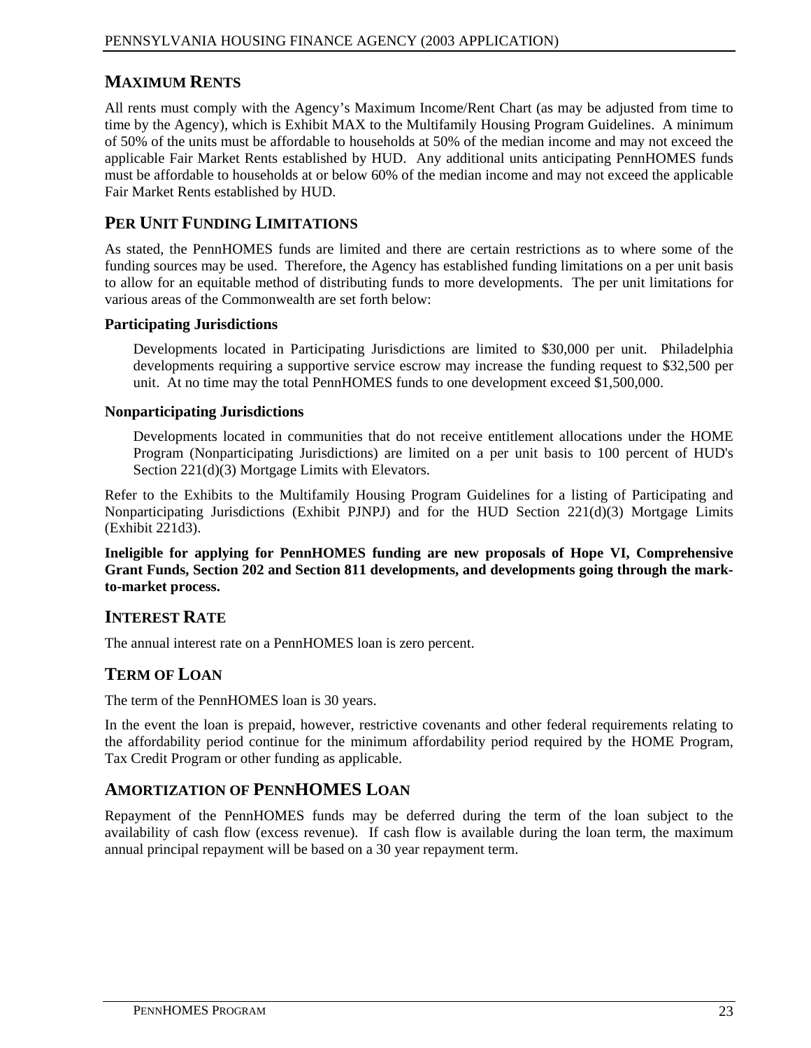## MAXIMUM RENTS

All rents must comply with the Agency's Maximum Income/Rent Chart (as may be adjusted from time to time by the Agency), which is Exhibit MAX to the Multifamily Housing Program Guidelines. A minimum of 50% of the units must be affordable to households at 50% of the median income and may not exceed the applicable Fair Market Rents established by HUD. Any additional units anticipating PennHOMES funds must be affordable to households at or below 60% of the median income and may not exceed the applicable Fair Market Rents established by HUD.

## PER UNIT FUNDING LIMITATIONS

As stated, the PennHOMES funds are limited and there are certain restrictions as to where some of the funding sources may be used. Therefore, the Agency has established funding limitations on a per unit basis to allow for an equitable method of distributing funds to more developments. The per unit limitations for various areas of the Commonwealth are set forth below:

**Participating Jurisdictions**

Developments located in Participating Jurisdictions are limited to $30,000 per unit. Philadelphia developments requiring a supportive service escrow may increase the funding request to $32,500 per unit. At no time may the total PennHOMES funds to one development exceed $1,500,000.

**Nonparticipating Jurisdictions**

Developments located in communities that do not receive entitlement allocations under the HOME Program (Nonparticipating Jurisdictions) are limited on a per unit basis to 100 percent of HUD's Section 221(d)(3) Mortgage Limits with Elevators.

Refer to the Exhibits to the Multifamily Housing Program Guidelines for a listing of Participating and Nonparticipating Jurisdictions (Exhibit PJNPJ) and for the HUD Section 221(d)(3) Mortgage Limits (Exhibit 221d3).

**Ineligible for applying for PennHOMES funding are new proposals of Hope VI, Comprehensive Grant Funds, Section 202 and Section 811 developments, and developments going through the mark-to-market process.**

## INTEREST RATE

The annual interest rate on a PennHOMES loan is zero percent.

## TERM OF LOAN

The term of the PennHOMES loan is 30 years.

In the event the loan is prepaid, however, restrictive covenants and other federal requirements relating to the affordability period continue for the minimum affordability period required by the HOME Program, Tax Credit Program or other funding as applicable.

## AMORTIZATION OF PENNHOMES LOAN

Repayment of the PennHOMES funds may be deferred during the term of the loan subject to the availability of cash flow (excess revenue). If cash flow is available during the loan term, the maximum annual principal repayment will be based on a 30 year repayment term.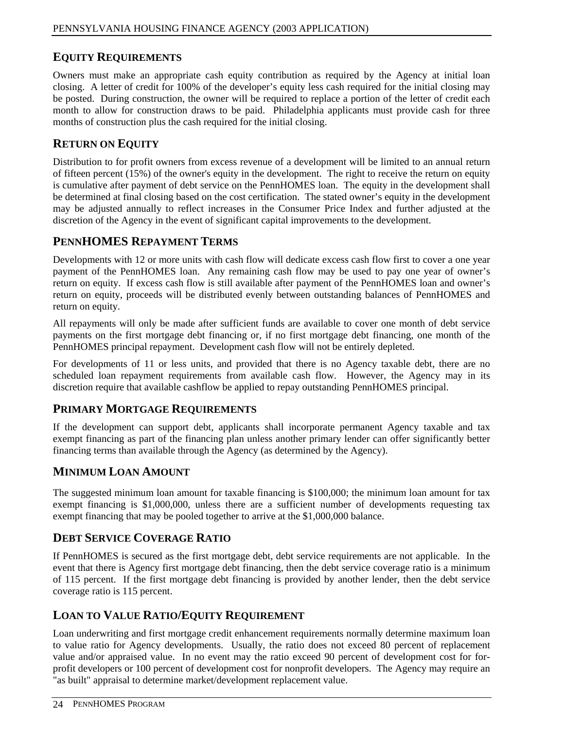## EQUITY REQUIREMENTS

Owners must make an appropriate cash equity contribution as required by the Agency at initial loan closing. A letter of credit for 100% of the developer's equity less cash required for the initial closing may be posted. During construction, the owner will be required to replace a portion of the letter of credit each month to allow for construction draws to be paid. Philadelphia applicants must provide cash for three months of construction plus the cash required for the initial closing.

## RETURN ON EQUITY

Distribution to for profit owners from excess revenue of a development will be limited to an annual return of fifteen percent (15%) of the owner's equity in the development. The right to receive the return on equity is cumulative after payment of debt service on the PennHOMES loan. The equity in the development shall be determined at final closing based on the cost certification. The stated owner's equity in the development may be adjusted annually to reflect increases in the Consumer Price Index and further adjusted at the discretion of the Agency in the event of significant capital improvements to the development.

## PENNHOMES REPAYMENT TERMS

Developments with 12 or more units with cash flow will dedicate excess cash flow first to cover a one year payment of the PennHOMES loan. Any remaining cash flow may be used to pay one year of owner's return on equity. If excess cash flow is still available after payment of the PennHOMES loan and owner's return on equity, proceeds will be distributed evenly between outstanding balances of PennHOMES and return on equity.

All repayments will only be made after sufficient funds are available to cover one month of debt service payments on the first mortgage debt financing or, if no first mortgage debt financing, one month of the PennHOMES principal repayment. Development cash flow will not be entirely depleted.

For developments of 11 or less units, and provided that there is no Agency taxable debt, there are no scheduled loan repayment requirements from available cash flow. However, the Agency may in its discretion require that available cashflow be applied to repay outstanding PennHOMES principal.

## PRIMARY MORTGAGE REQUIREMENTS

If the development can support debt, applicants shall incorporate permanent Agency taxable and tax exempt financing as part of the financing plan unless another primary lender can offer significantly better financing terms than available through the Agency (as determined by the Agency).

## MINIMUM LOAN AMOUNT

The suggested minimum loan amount for taxable financing is $100,000; the minimum loan amount for tax exempt financing is $1,000,000, unless there are a sufficient number of developments requesting tax exempt financing that may be pooled together to arrive at the $1,000,000 balance.

## DEBT SERVICE COVERAGE RATIO

If PennHOMES is secured as the first mortgage debt, debt service requirements are not applicable. In the event that there is Agency first mortgage debt financing, then the debt service coverage ratio is a minimum of 115 percent. If the first mortgage debt financing is provided by another lender, then the debt service coverage ratio is 115 percent.

## LOAN TO VALUE RATIO/EQUITY REQUIREMENT

Loan underwriting and first mortgage credit enhancement requirements normally determine maximum loan to value ratio for Agency developments. Usually, the ratio does not exceed 80 percent of replacement value and/or appraised value. In no event may the ratio exceed 90 percent of development cost for for-profit developers or 100 percent of development cost for nonprofit developers. The Agency may require an "as built" appraisal to determine market/development replacement value.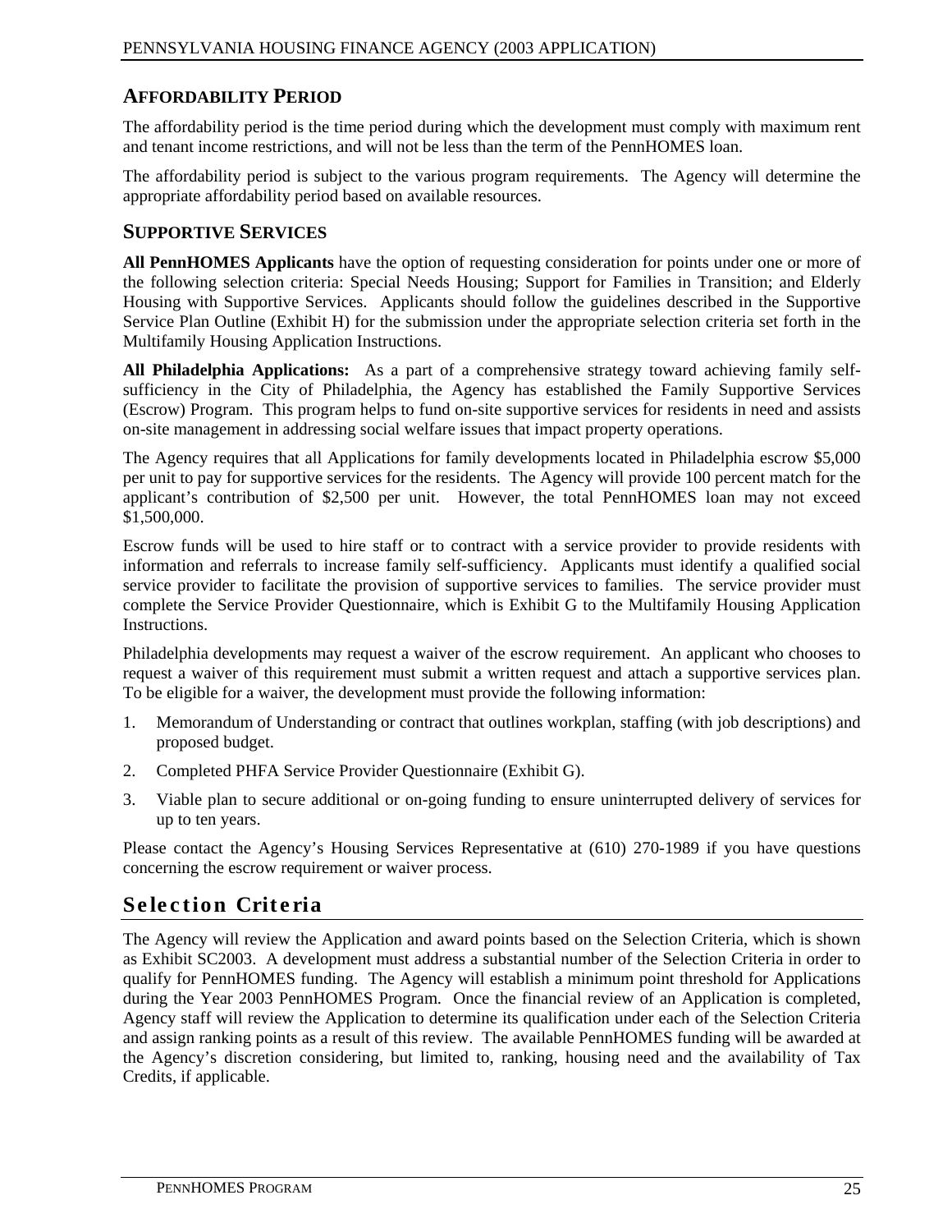## AFFORDABILITY PERIOD

The affordability period is the time period during which the development must comply with maximum rent and tenant income restrictions, and will not be less than the term of the PennHOMES loan.

The affordability period is subject to the various program requirements. The Agency will determine the appropriate affordability period based on available resources.

## SUPPORTIVE SERVICES

**All PennHOMES Applicants** have the option of requesting consideration for points under one or more of the following selection criteria: Special Needs Housing; Support for Families in Transition; and Elderly Housing with Supportive Services. Applicants should follow the guidelines described in the Supportive Service Plan Outline (Exhibit H) for the submission under the appropriate selection criteria set forth in the Multifamily Housing Application Instructions.

**All Philadelphia Applications:** As a part of a comprehensive strategy toward achieving family self-sufficiency in the City of Philadelphia, the Agency has established the Family Supportive Services (Escrow) Program. This program helps to fund on-site supportive services for residents in need and assists on-site management in addressing social welfare issues that impact property operations.

The Agency requires that all Applications for family developments located in Philadelphia escrow $5,000 per unit to pay for supportive services for the residents. The Agency will provide 100 percent match for the applicant's contribution of $2,500 per unit. However, the total PennHOMES loan may not exceed $1,500,000.

Escrow funds will be used to hire staff or to contract with a service provider to provide residents with information and referrals to increase family self-sufficiency. Applicants must identify a qualified social service provider to facilitate the provision of supportive services to families. The service provider must complete the Service Provider Questionnaire, which is Exhibit G to the Multifamily Housing Application Instructions.

Philadelphia developments may request a waiver of the escrow requirement. An applicant who chooses to request a waiver of this requirement must submit a written request and attach a supportive services plan. To be eligible for a waiver, the development must provide the following information:

1. Memorandum of Understanding or contract that outlines workplan, staffing (with job descriptions) and proposed budget.
2. Completed PHFA Service Provider Questionnaire (Exhibit G).
3. Viable plan to secure additional or on-going funding to ensure uninterrupted delivery of services for up to ten years.

Please contact the Agency's Housing Services Representative at (610) 270-1989 if you have questions concerning the escrow requirement or waiver process.

# Selection Criteria

The Agency will review the Application and award points based on the Selection Criteria, which is shown as Exhibit SC2003. A development must address a substantial number of the Selection Criteria in order to qualify for PennHOMES funding. The Agency will establish a minimum point threshold for Applications during the Year 2003 PennHOMES Program. Once the financial review of an Application is completed, Agency staff will review the Application to determine its qualification under each of the Selection Criteria and assign ranking points as a result of this review. The available PennHOMES funding will be awarded at the Agency's discretion considering, but limited to, ranking, housing need and the availability of Tax Credits, if applicable.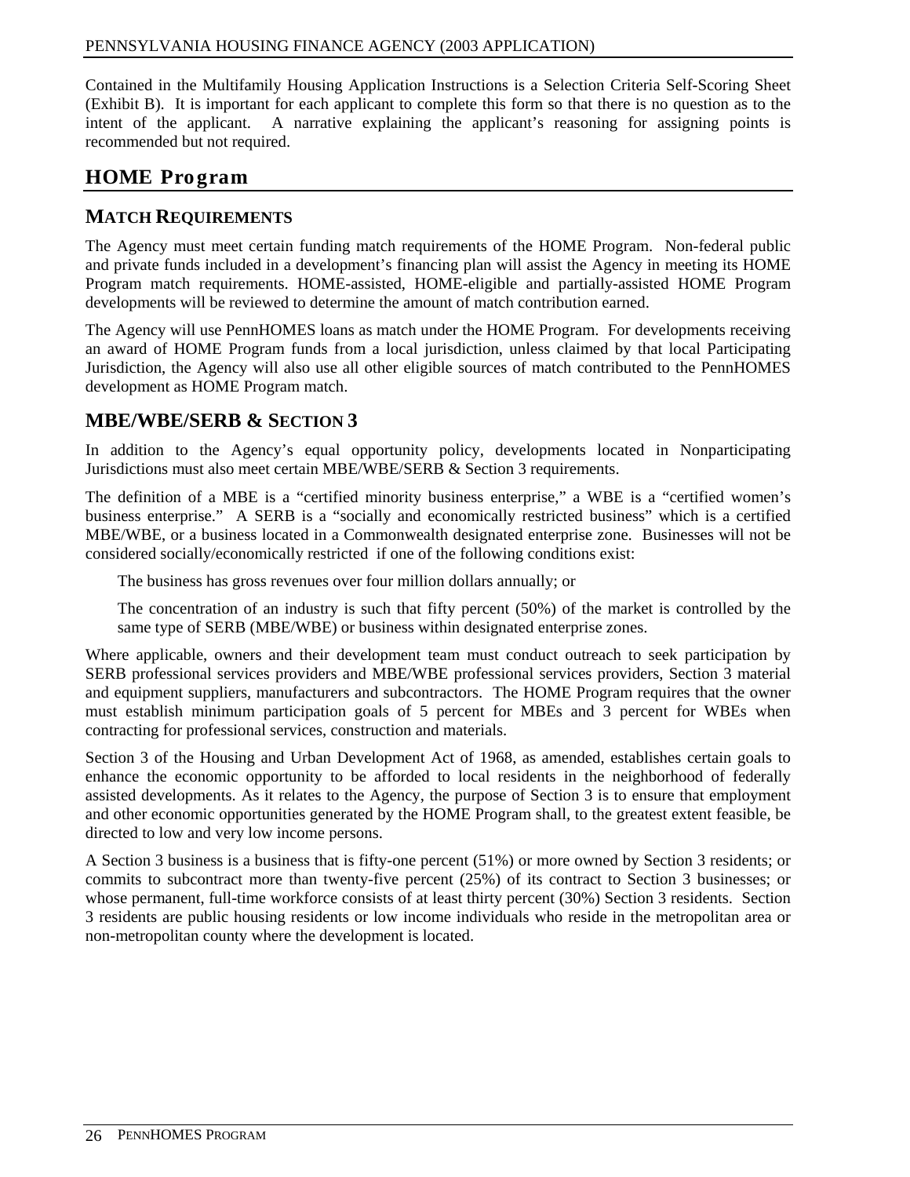Contained in the Multifamily Housing Application Instructions is a Selection Criteria Self-Scoring Sheet (Exhibit B). It is important for each applicant to complete this form so that there is no question as to the intent of the applicant. A narrative explaining the applicant's reasoning for assigning points is recommended but not required.

## HOME Program

### MATCH REQUIREMENTS

The Agency must meet certain funding match requirements of the HOME Program. Non-federal public and private funds included in a development's financing plan will assist the Agency in meeting its HOME Program match requirements. HOME-assisted, HOME-eligible and partially-assisted HOME Program developments will be reviewed to determine the amount of match contribution earned.

The Agency will use PennHOMES loans as match under the HOME Program. For developments receiving an award of HOME Program funds from a local jurisdiction, unless claimed by that local Participating Jurisdiction, the Agency will also use all other eligible sources of match contributed to the PennHOMES development as HOME Program match.

### MBE/WBE/SERB & SECTION 3

In addition to the Agency's equal opportunity policy, developments located in Nonparticipating Jurisdictions must also meet certain MBE/WBE/SERB & Section 3 requirements.

The definition of a MBE is a "certified minority business enterprise," a WBE is a "certified women's business enterprise." A SERB is a "socially and economically restricted business" which is a certified MBE/WBE, or a business located in a Commonwealth designated enterprise zone. Businesses will not be considered socially/economically restricted if one of the following conditions exist:

The business has gross revenues over four million dollars annually; or

The concentration of an industry is such that fifty percent (50%) of the market is controlled by the same type of SERB (MBE/WBE) or business within designated enterprise zones.

Where applicable, owners and their development team must conduct outreach to seek participation by SERB professional services providers and MBE/WBE professional services providers, Section 3 material and equipment suppliers, manufacturers and subcontractors. The HOME Program requires that the owner must establish minimum participation goals of 5 percent for MBEs and 3 percent for WBEs when contracting for professional services, construction and materials.

Section 3 of the Housing and Urban Development Act of 1968, as amended, establishes certain goals to enhance the economic opportunity to be afforded to local residents in the neighborhood of federally assisted developments. As it relates to the Agency, the purpose of Section 3 is to ensure that employment and other economic opportunities generated by the HOME Program shall, to the greatest extent feasible, be directed to low and very low income persons.

A Section 3 business is a business that is fifty-one percent (51%) or more owned by Section 3 residents; or commits to subcontract more than twenty-five percent (25%) of its contract to Section 3 businesses; or whose permanent, full-time workforce consists of at least thirty percent (30%) Section 3 residents. Section 3 residents are public housing residents or low income individuals who reside in the metropolitan area or non-metropolitan county where the development is located.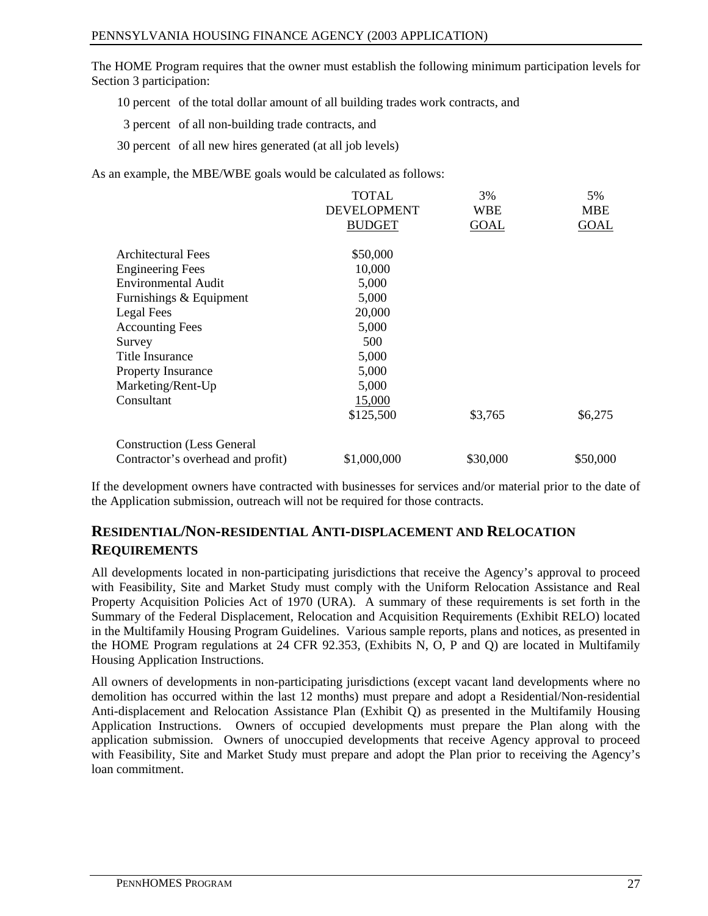The HOME Program requires that the owner must establish the following minimum participation levels for Section 3 participation:

10 percent of the total dollar amount of all building trades work contracts, and

3 percent of all non-building trade contracts, and

30 percent of all new hires generated (at all job levels)

As an example, the MBE/WBE goals would be calculated as follows:

| | TOTAL DEVELOPMENT BUDGET | 3% WBE GOAL | 5% MBE GOAL |
|---|---|---|---|
| Architectural Fees | $50,000 | | |
| Engineering Fees | 10,000 | | |
| Environmental Audit | 5,000 | | |
| Furnishings & Equipment | 5,000 | | |
| Legal Fees | 20,000 | | |
| Accounting Fees | 5,000 | | |
| Survey | 500 | | |
| Title Insurance | 5,000 | | |
| Property Insurance | 5,000 | | |
| Marketing/Rent-Up | 5,000 | | |
| Consultant | 15,000 | | |
| | $125,500 | $3,765 | $6,275 |
| Construction (Less General Contractor's overhead and profit) | $1,000,000 | $30,000 | $50,000 |

If the development owners have contracted with businesses for services and/or material prior to the date of the Application submission, outreach will not be required for those contracts.

## RESIDENTIAL/NON-RESIDENTIAL ANTI-DISPLACEMENT AND RELOCATION REQUIREMENTS

All developments located in non-participating jurisdictions that receive the Agency's approval to proceed with Feasibility, Site and Market Study must comply with the Uniform Relocation Assistance and Real Property Acquisition Policies Act of 1970 (URA). A summary of these requirements is set forth in the Summary of the Federal Displacement, Relocation and Acquisition Requirements (Exhibit RELO) located in the Multifamily Housing Program Guidelines. Various sample reports, plans and notices, as presented in the HOME Program regulations at 24 CFR 92.353, (Exhibits N, O, P and Q) are located in Multifamily Housing Application Instructions.

All owners of developments in non-participating jurisdictions (except vacant land developments where no demolition has occurred within the last 12 months) must prepare and adopt a Residential/Non-residential Anti-displacement and Relocation Assistance Plan (Exhibit Q) as presented in the Multifamily Housing Application Instructions. Owners of occupied developments must prepare the Plan along with the application submission. Owners of unoccupied developments that receive Agency approval to proceed with Feasibility, Site and Market Study must prepare and adopt the Plan prior to receiving the Agency's loan commitment.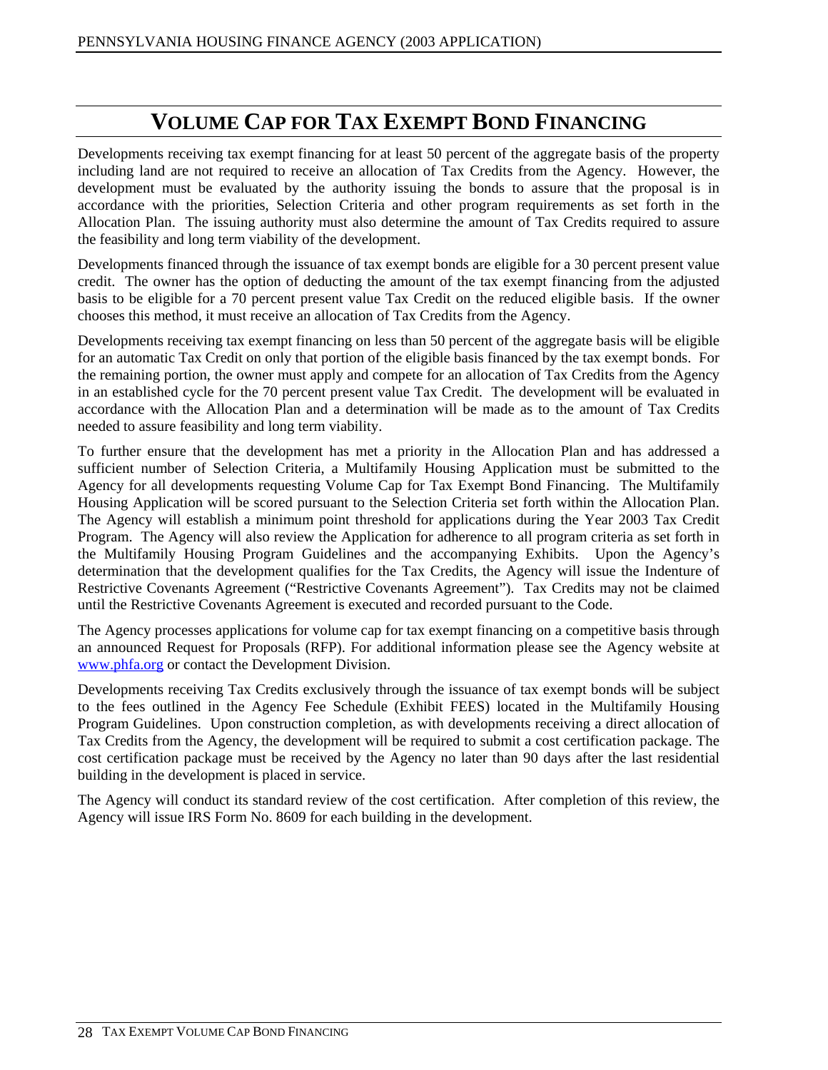# VOLUME CAP FOR TAX EXEMPT BOND FINANCING

Developments receiving tax exempt financing for at least 50 percent of the aggregate basis of the property including land are not required to receive an allocation of Tax Credits from the Agency. However, the development must be evaluated by the authority issuing the bonds to assure that the proposal is in accordance with the priorities, Selection Criteria and other program requirements as set forth in the Allocation Plan. The issuing authority must also determine the amount of Tax Credits required to assure the feasibility and long term viability of the development.

Developments financed through the issuance of tax exempt bonds are eligible for a 30 percent present value credit. The owner has the option of deducting the amount of the tax exempt financing from the adjusted basis to be eligible for a 70 percent present value Tax Credit on the reduced eligible basis. If the owner chooses this method, it must receive an allocation of Tax Credits from the Agency.

Developments receiving tax exempt financing on less than 50 percent of the aggregate basis will be eligible for an automatic Tax Credit on only that portion of the eligible basis financed by the tax exempt bonds. For the remaining portion, the owner must apply and compete for an allocation of Tax Credits from the Agency in an established cycle for the 70 percent present value Tax Credit. The development will be evaluated in accordance with the Allocation Plan and a determination will be made as to the amount of Tax Credits needed to assure feasibility and long term viability.

To further ensure that the development has met a priority in the Allocation Plan and has addressed a sufficient number of Selection Criteria, a Multifamily Housing Application must be submitted to the Agency for all developments requesting Volume Cap for Tax Exempt Bond Financing. The Multifamily Housing Application will be scored pursuant to the Selection Criteria set forth within the Allocation Plan. The Agency will establish a minimum point threshold for applications during the Year 2003 Tax Credit Program. The Agency will also review the Application for adherence to all program criteria as set forth in the Multifamily Housing Program Guidelines and the accompanying Exhibits. Upon the Agency's determination that the development qualifies for the Tax Credits, the Agency will issue the Indenture of Restrictive Covenants Agreement ("Restrictive Covenants Agreement"). Tax Credits may not be claimed until the Restrictive Covenants Agreement is executed and recorded pursuant to the Code.

The Agency processes applications for volume cap for tax exempt financing on a competitive basis through an announced Request for Proposals (RFP). For additional information please see the Agency website at www.phfa.org or contact the Development Division.

Developments receiving Tax Credits exclusively through the issuance of tax exempt bonds will be subject to the fees outlined in the Agency Fee Schedule (Exhibit FEES) located in the Multifamily Housing Program Guidelines. Upon construction completion, as with developments receiving a direct allocation of Tax Credits from the Agency, the development will be required to submit a cost certification package. The cost certification package must be received by the Agency no later than 90 days after the last residential building in the development is placed in service.

The Agency will conduct its standard review of the cost certification. After completion of this review, the Agency will issue IRS Form No. 8609 for each building in the development.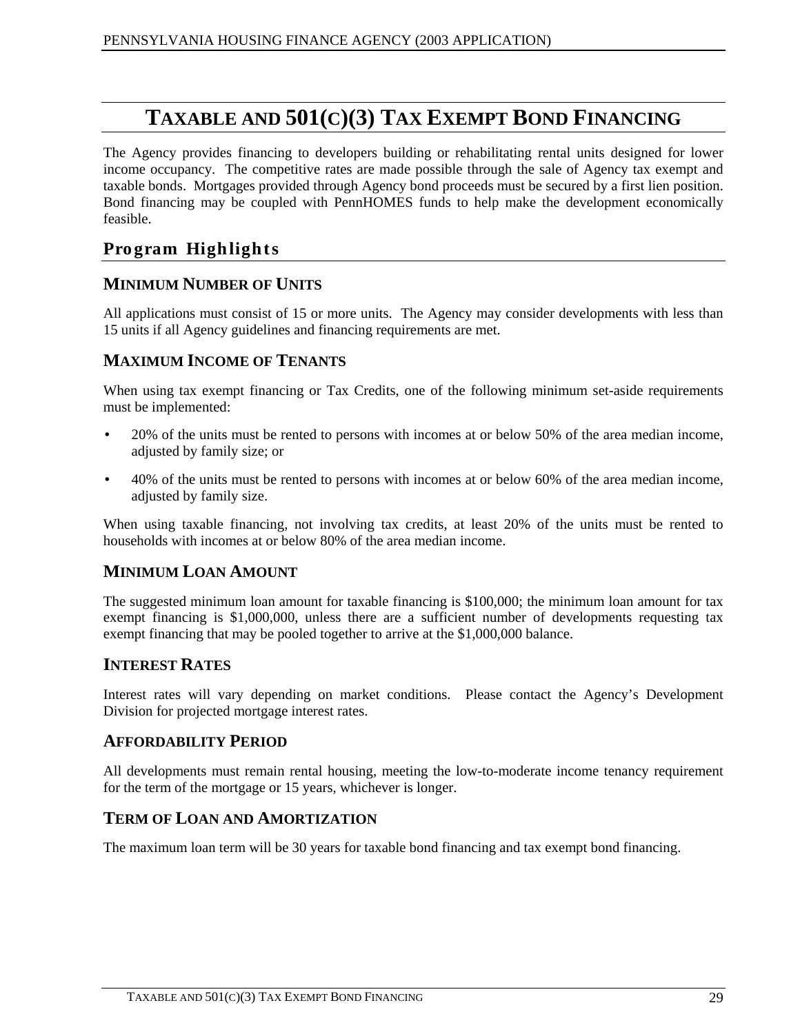# TAXABLE AND 501(C)(3) TAX EXEMPT BOND FINANCING

The Agency provides financing to developers building or rehabilitating rental units designed for lower income occupancy. The competitive rates are made possible through the sale of Agency tax exempt and taxable bonds. Mortgages provided through Agency bond proceeds must be secured by a first lien position. Bond financing may be coupled with PennHOMES funds to help make the development economically feasible.

## Program Highlights

### MINIMUM NUMBER OF UNITS

All applications must consist of 15 or more units. The Agency may consider developments with less than 15 units if all Agency guidelines and financing requirements are met.

### MAXIMUM INCOME OF TENANTS

When using tax exempt financing or Tax Credits, one of the following minimum set-aside requirements must be implemented:

- 20% of the units must be rented to persons with incomes at or below 50% of the area median income, adjusted by family size; or
- 40% of the units must be rented to persons with incomes at or below 60% of the area median income, adjusted by family size.

When using taxable financing, not involving tax credits, at least 20% of the units must be rented to households with incomes at or below 80% of the area median income.

### MINIMUM LOAN AMOUNT

The suggested minimum loan amount for taxable financing is $100,000; the minimum loan amount for tax exempt financing is $1,000,000, unless there are a sufficient number of developments requesting tax exempt financing that may be pooled together to arrive at the $1,000,000 balance.

### INTEREST RATES

Interest rates will vary depending on market conditions. Please contact the Agency's Development Division for projected mortgage interest rates.

### AFFORDABILITY PERIOD

All developments must remain rental housing, meeting the low-to-moderate income tenancy requirement for the term of the mortgage or 15 years, whichever is longer.

### TERM OF LOAN AND AMORTIZATION

The maximum loan term will be 30 years for taxable bond financing and tax exempt bond financing.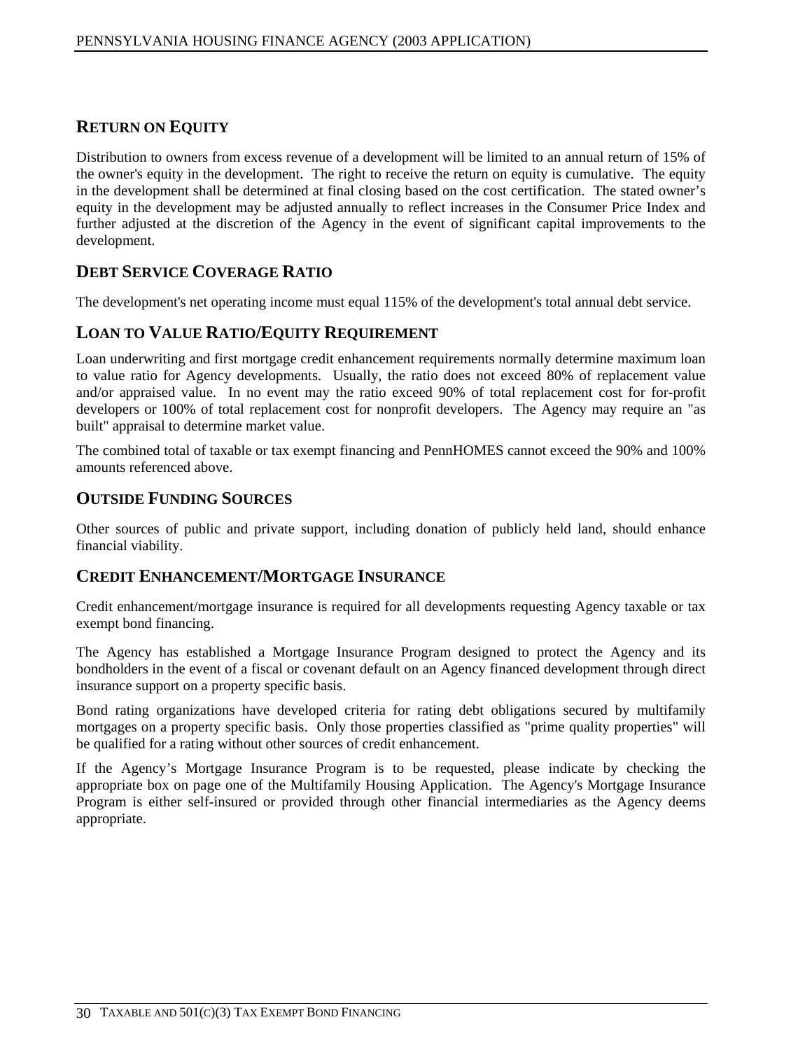## RETURN ON EQUITY

Distribution to owners from excess revenue of a development will be limited to an annual return of 15% of the owner's equity in the development. The right to receive the return on equity is cumulative. The equity in the development shall be determined at final closing based on the cost certification. The stated owner's equity in the development may be adjusted annually to reflect increases in the Consumer Price Index and further adjusted at the discretion of the Agency in the event of significant capital improvements to the development.

## DEBT SERVICE COVERAGE RATIO

The development's net operating income must equal 115% of the development's total annual debt service.

## LOAN TO VALUE RATIO/EQUITY REQUIREMENT

Loan underwriting and first mortgage credit enhancement requirements normally determine maximum loan to value ratio for Agency developments. Usually, the ratio does not exceed 80% of replacement value and/or appraised value. In no event may the ratio exceed 90% of total replacement cost for for-profit developers or 100% of total replacement cost for nonprofit developers. The Agency may require an "as built" appraisal to determine market value.

The combined total of taxable or tax exempt financing and PennHOMES cannot exceed the 90% and 100% amounts referenced above.

## OUTSIDE FUNDING SOURCES

Other sources of public and private support, including donation of publicly held land, should enhance financial viability.

## CREDIT ENHANCEMENT/MORTGAGE INSURANCE

Credit enhancement/mortgage insurance is required for all developments requesting Agency taxable or tax exempt bond financing.

The Agency has established a Mortgage Insurance Program designed to protect the Agency and its bondholders in the event of a fiscal or covenant default on an Agency financed development through direct insurance support on a property specific basis.

Bond rating organizations have developed criteria for rating debt obligations secured by multifamily mortgages on a property specific basis. Only those properties classified as "prime quality properties" will be qualified for a rating without other sources of credit enhancement.

If the Agency's Mortgage Insurance Program is to be requested, please indicate by checking the appropriate box on page one of the Multifamily Housing Application. The Agency's Mortgage Insurance Program is either self-insured or provided through other financial intermediaries as the Agency deems appropriate.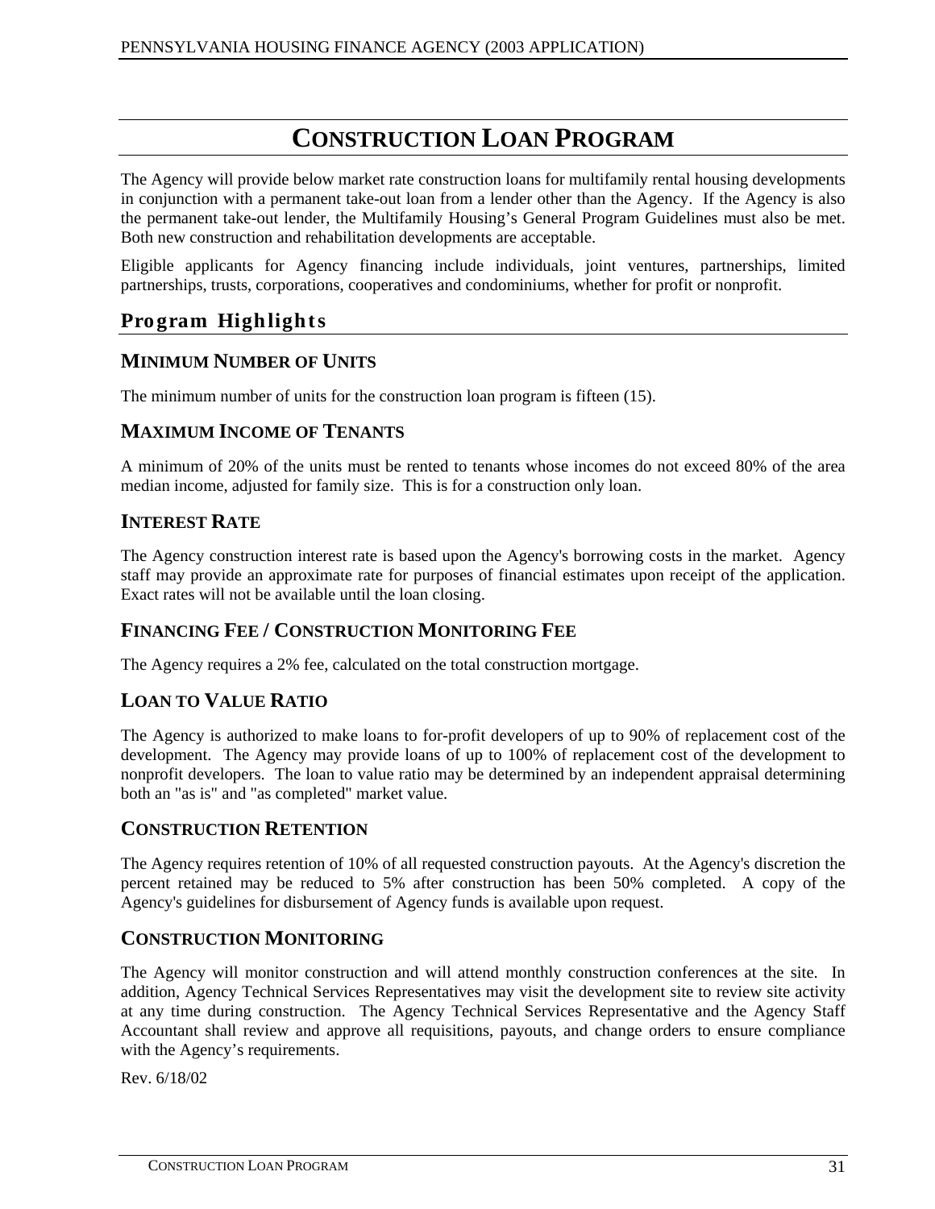# CONSTRUCTION LOAN PROGRAM

The Agency will provide below market rate construction loans for multifamily rental housing developments in conjunction with a permanent take-out loan from a lender other than the Agency. If the Agency is also the permanent take-out lender, the Multifamily Housing's General Program Guidelines must also be met. Both new construction and rehabilitation developments are acceptable.

Eligible applicants for Agency financing include individuals, joint ventures, partnerships, limited partnerships, trusts, corporations, cooperatives and condominiums, whether for profit or nonprofit.

## Program Highlights

### MINIMUM NUMBER OF UNITS

The minimum number of units for the construction loan program is fifteen (15).

### MAXIMUM INCOME OF TENANTS

A minimum of 20% of the units must be rented to tenants whose incomes do not exceed 80% of the area median income, adjusted for family size. This is for a construction only loan.

### INTEREST RATE

The Agency construction interest rate is based upon the Agency's borrowing costs in the market. Agency staff may provide an approximate rate for purposes of financial estimates upon receipt of the application. Exact rates will not be available until the loan closing.

### FINANCING FEE / CONSTRUCTION MONITORING FEE

The Agency requires a 2% fee, calculated on the total construction mortgage.

### LOAN TO VALUE RATIO

The Agency is authorized to make loans to for-profit developers of up to 90% of replacement cost of the development. The Agency may provide loans of up to 100% of replacement cost of the development to nonprofit developers. The loan to value ratio may be determined by an independent appraisal determining both an "as is" and "as completed" market value.

### CONSTRUCTION RETENTION

The Agency requires retention of 10% of all requested construction payouts. At the Agency's discretion the percent retained may be reduced to 5% after construction has been 50% completed. A copy of the Agency's guidelines for disbursement of Agency funds is available upon request.

### CONSTRUCTION MONITORING

The Agency will monitor construction and will attend monthly construction conferences at the site. In addition, Agency Technical Services Representatives may visit the development site to review site activity at any time during construction. The Agency Technical Services Representative and the Agency Staff Accountant shall review and approve all requisitions, payouts, and change orders to ensure compliance with the Agency's requirements.

Rev. 6/18/02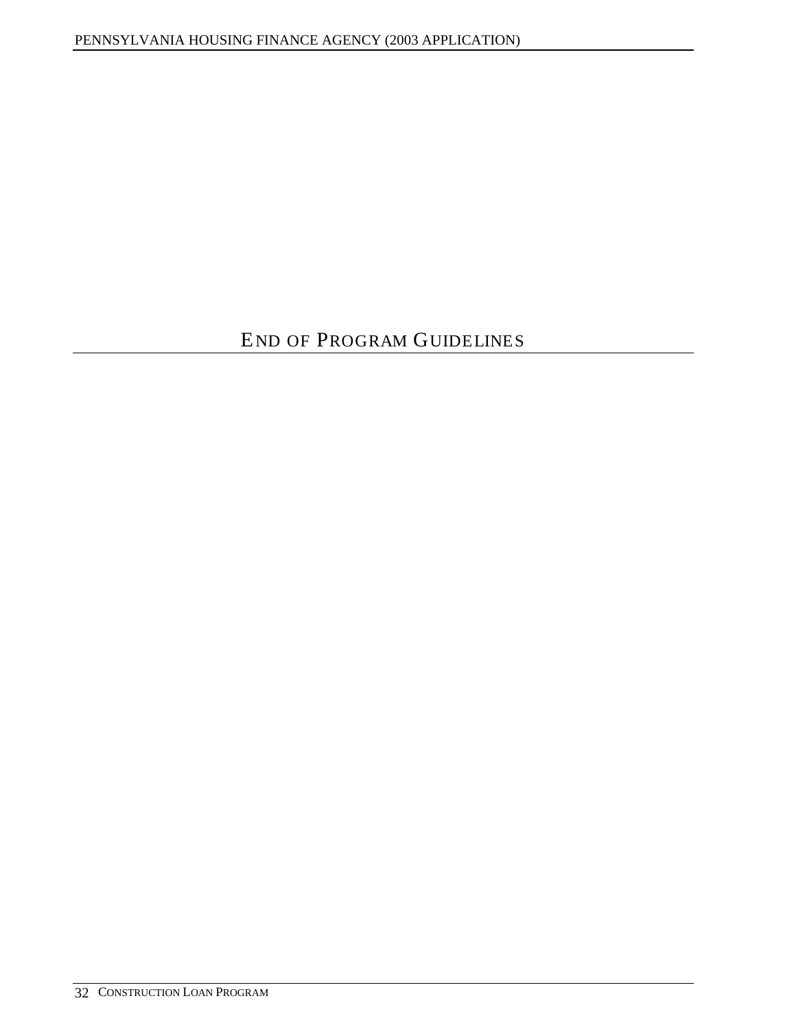# END OF PROGRAM GUIDELINES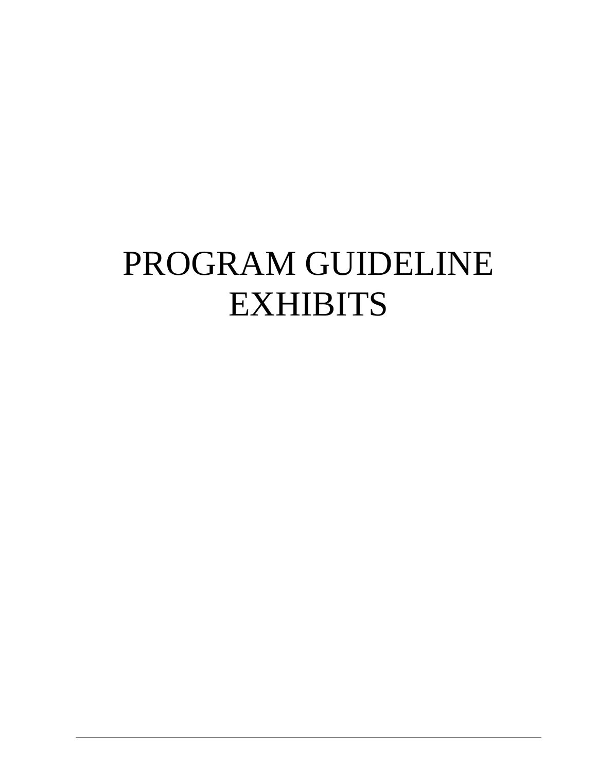# PROGRAM GUIDELINE EXHIBITS